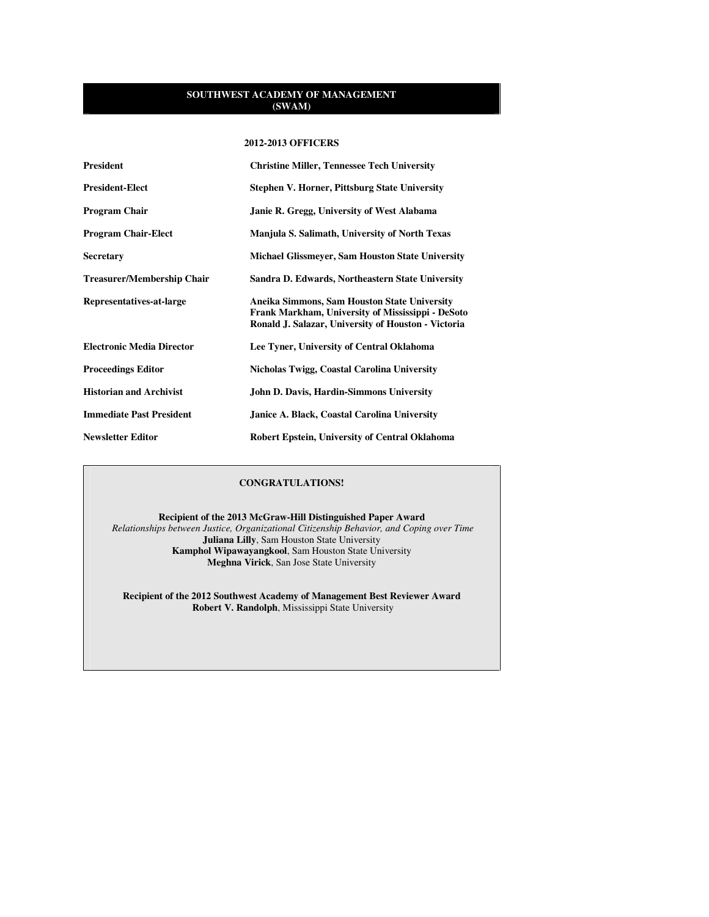# SOUTHWEST ACADEMY OF MANAGEMENT (SWAM)

## 2012-2013 OFFICERS

| | |
|---|---|
| **President** | **Christine Miller, Tennessee Tech University** |
| **President-Elect** | **Stephen V. Horner, Pittsburg State University** |
| **Program Chair** | **Janie R. Gregg, University of West Alabama** |
| **Program Chair-Elect** | **Manjula S. Salimath, University of North Texas** |
| **Secretary** | **Michael Glissmeyer, Sam Houston State University** |
| **Treasurer/Membership Chair** | **Sandra D. Edwards, Northeastern State University** |
| **Representatives-at-large** | **Aneika Simmons, Sam Houston State University**<br>**Frank Markham, University of Mississippi - DeSoto**<br>**Ronald J. Salazar, University of Houston - Victoria** |
| **Electronic Media Director** | **Lee Tyner, University of Central Oklahoma** |
| **Proceedings Editor** | **Nicholas Twigg, Coastal Carolina University** |
| **Historian and Archivist** | **John D. Davis, Hardin-Simmons University** |
| **Immediate Past President** | **Janice A. Black, Coastal Carolina University** |
| **Newsletter Editor** | **Robert Epstein, University of Central Oklahoma** |

**CONGRATULATIONS!**

**Recipient of the 2013 McGraw-Hill Distinguished Paper Award**
*Relationships between Justice, Organizational Citizenship Behavior, and Coping over Time*
**Juliana Lilly**, Sam Houston State University
**Kamphol Wipawayangkool**, Sam Houston State University
**Meghna Virick**, San Jose State University

**Recipient of the 2012 Southwest Academy of Management Best Reviewer Award**
**Robert V. Randolph**, Mississippi State University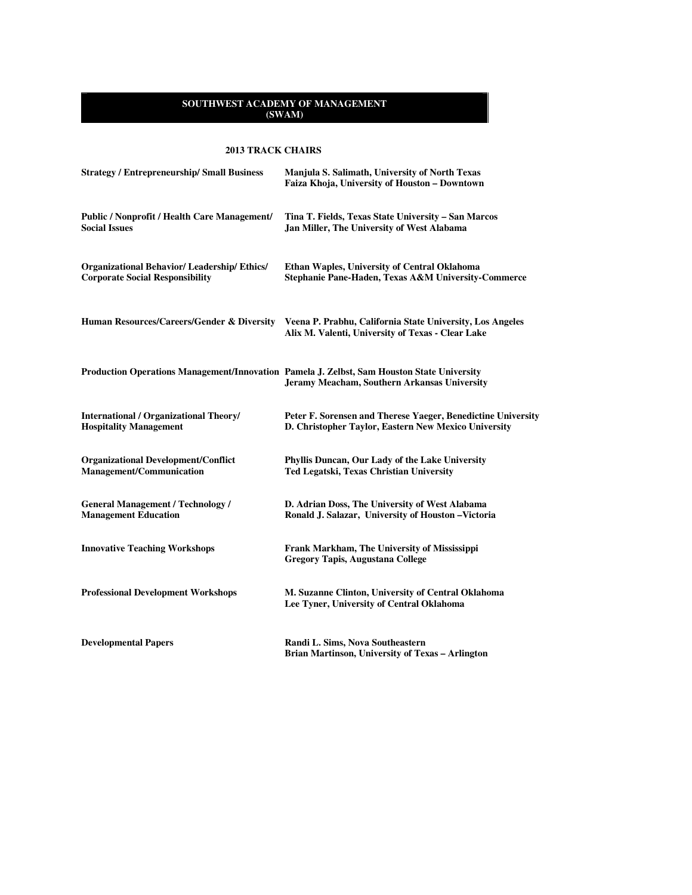# SOUTHWEST ACADEMY OF MANAGEMENT (SWAM)

## 2013 TRACK CHAIRS

| Track | Chairs |
|---|---|
| **Strategy / Entrepreneurship/ Small Business** | **Manjula S. Salimath, University of North Texas**<br>**Faiza Khoja, University of Houston – Downtown** |
| **Public / Nonprofit / Health Care Management/ Social Issues** | **Tina T. Fields, Texas State University – San Marcos**<br>**Jan Miller, The University of West Alabama** |
| **Organizational Behavior/ Leadership/ Ethics/ Corporate Social Responsibility** | **Ethan Waples, University of Central Oklahoma**<br>**Stephanie Pane-Haden, Texas A&M University-Commerce** |
| **Human Resources/Careers/Gender & Diversity** | **Veena P. Prabhu, California State University, Los Angeles**<br>**Alix M. Valenti, University of Texas - Clear Lake** |
| **Production Operations Management/Innovation** | **Pamela J. Zelbst, Sam Houston State University**<br>**Jeramy Meacham, Southern Arkansas University** |
| **International / Organizational Theory/ Hospitality Management** | **Peter F. Sorensen and Therese Yaeger, Benedictine University**<br>**D. Christopher Taylor, Eastern New Mexico University** |
| **Organizational Development/Conflict Management/Communication** | **Phyllis Duncan, Our Lady of the Lake University**<br>**Ted Legatski, Texas Christian University** |
| **General Management / Technology / Management Education** | **D. Adrian Doss, The University of West Alabama**<br>**Ronald J. Salazar, University of Houston –Victoria** |
| **Innovative Teaching Workshops** | **Frank Markham, The University of Mississippi**<br>**Gregory Tapis, Augustana College** |
| **Professional Development Workshops** | **M. Suzanne Clinton, University of Central Oklahoma**<br>**Lee Tyner, University of Central Oklahoma** |
| **Developmental Papers** | **Randi L. Sims, Nova Southeastern**<br>**Brian Martinson, University of Texas – Arlington** |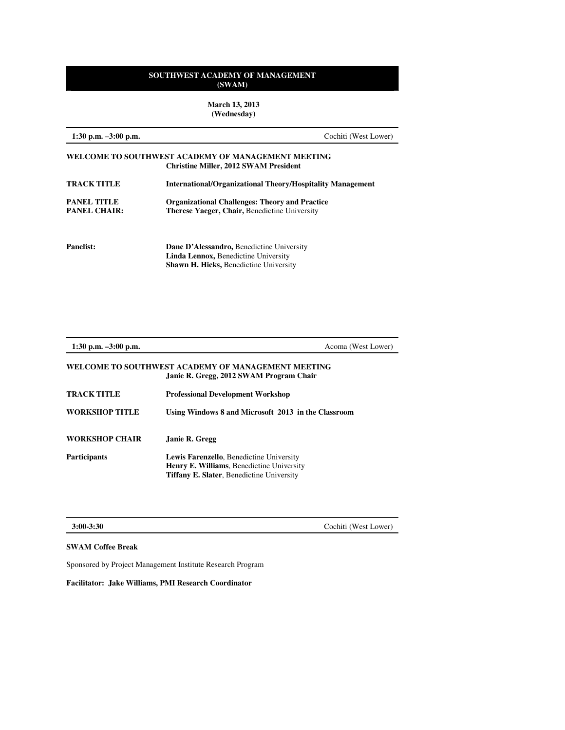# SOUTHWEST ACADEMY OF MANAGEMENT (SWAM)

**March 13, 2013**
**(Wednesday)**

---

**1:30 p.m. –3:00 p.m.** Cochiti (West Lower)

---

**WELCOME TO SOUTHWEST ACADEMY OF MANAGEMENT MEETING**
**Christine Miller, 2012 SWAM President**

**TRACK TITLE** **International/Organizational Theory/Hospitality Management**

**PANEL TITLE** **Organizational Challenges: Theory and Practice**
**PANEL CHAIR:** **Therese Yaeger, Chair,** Benedictine University

**Panelist:**
**Dane D'Alessandro,** Benedictine University
**Linda Lennox,** Benedictine University
**Shawn H. Hicks,** Benedictine University

---

**1:30 p.m. –3:00 p.m.** Acoma (West Lower)

---

**WELCOME TO SOUTHWEST ACADEMY OF MANAGEMENT MEETING**
**Janie R. Gregg, 2012 SWAM Program Chair**

**TRACK TITLE** **Professional Development Workshop**

**WORKSHOP TITLE** **Using Windows 8 and Microsoft 2013 in the Classroom**

**WORKSHOP CHAIR** **Janie R. Gregg**

**Participants**
**Lewis Farenzello**, Benedictine University
**Henry E. Williams**, Benedictine University
**Tiffany E. Slater**, Benedictine University

---

**3:00-3:30** Cochiti (West Lower)

---

**SWAM Coffee Break**

Sponsored by Project Management Institute Research Program

**Facilitator: Jake Williams, PMI Research Coordinator**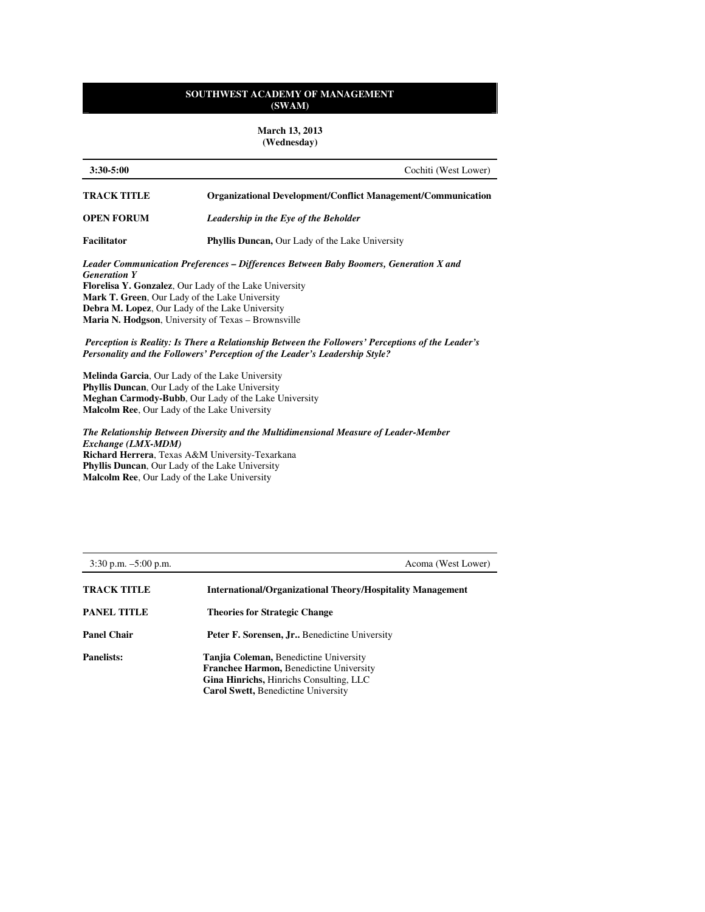# SOUTHWEST ACADEMY OF MANAGEMENT (SWAM)

**March 13, 2013**
**(Wednesday)**

**3:30-5:00** Cochiti (West Lower)

**TRACK TITLE** **Organizational Development/Conflict Management/Communication**

**OPEN FORUM** ***Leadership in the Eye of the Beholder***

**Facilitator** **Phyllis Duncan,** Our Lady of the Lake University

***Leader Communication Preferences – Differences Between Baby Boomers, Generation X and Generation Y***
**Florelisa Y. Gonzalez**, Our Lady of the Lake University
**Mark T. Green**, Our Lady of the Lake University
**Debra M. Lopez**, Our Lady of the Lake University
**Maria N. Hodgson**, University of Texas – Brownsville

***Perception is Reality: Is There a Relationship Between the Followers' Perceptions of the Leader's Personality and the Followers' Perception of the Leader's Leadership Style?***

**Melinda Garcia**, Our Lady of the Lake University
**Phyllis Duncan**, Our Lady of the Lake University
**Meghan Carmody-Bubb**, Our Lady of the Lake University
**Malcolm Ree**, Our Lady of the Lake University

***The Relationship Between Diversity and the Multidimensional Measure of Leader-Member Exchange (LMX-MDM)***
**Richard Herrera**, Texas A&M University-Texarkana
**Phyllis Duncan**, Our Lady of the Lake University
**Malcolm Ree**, Our Lady of the Lake University

---

3:30 p.m. –5:00 p.m. Acoma (West Lower)

**TRACK TITLE** **International/Organizational Theory/Hospitality Management**

**PANEL TITLE** **Theories for Strategic Change**

**Panel Chair** **Peter F. Sorensen, Jr..** Benedictine University

**Panelists:**
**Tanjia Coleman,** Benedictine University
**Franchee Harmon,** Benedictine University
**Gina Hinrichs,** Hinrichs Consulting, LLC
**Carol Swett,** Benedictine University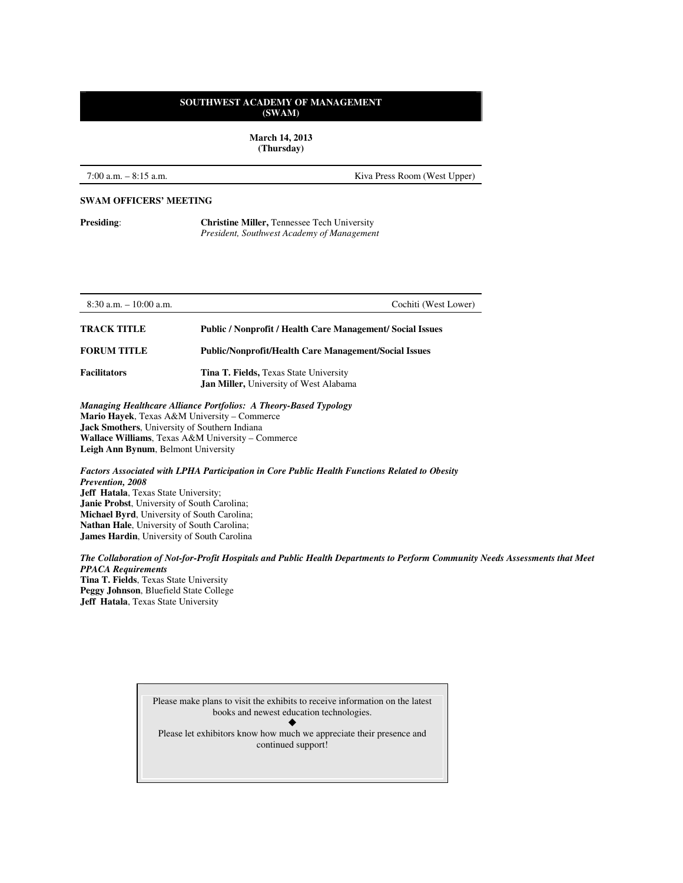## SOUTHWEST ACADEMY OF MANAGEMENT (SWAM)

**March 14, 2013**
**(Thursday)**

---

7:00 a.m. – 8:15 a.m. — Kiva Press Room (West Upper)

---

**SWAM OFFICERS' MEETING**

**Presiding**: **Christine Miller,** Tennessee Tech University
*President, Southwest Academy of Management*

---

8:30 a.m. – 10:00 a.m. — Cochiti (West Lower)

---

**TRACK TITLE** — **Public / Nonprofit / Health Care Management/ Social Issues**

**FORUM TITLE** — **Public/Nonprofit/Health Care Management/Social Issues**

**Facilitators** — **Tina T. Fields,** Texas State University
**Jan Miller,** University of West Alabama

***Managing Healthcare Alliance Portfolios: A Theory-Based Typology***
**Mario Hayek**, Texas A&M University – Commerce
**Jack Smothers**, University of Southern Indiana
**Wallace Williams**, Texas A&M University – Commerce
**Leigh Ann Bynum**, Belmont University

***Factors Associated with LPHA Participation in Core Public Health Functions Related to Obesity Prevention, 2008***
**Jeff Hatala**, Texas State University;
**Janie Probst**, University of South Carolina;
**Michael Byrd**, University of South Carolina;
**Nathan Hale**, University of South Carolina;
**James Hardin**, University of South Carolina

***The Collaboration of Not-for-Profit Hospitals and Public Health Departments to Perform Community Needs Assessments that Meet PPACA Requirements***
**Tina T. Fields**, Texas State University
**Peggy Johnson**, Bluefield State College
**Jeff Hatala**, Texas State University

> Please make plans to visit the exhibits to receive information on the latest books and newest education technologies.
>
> ◆
>
> Please let exhibitors know how much we appreciate their presence and continued support!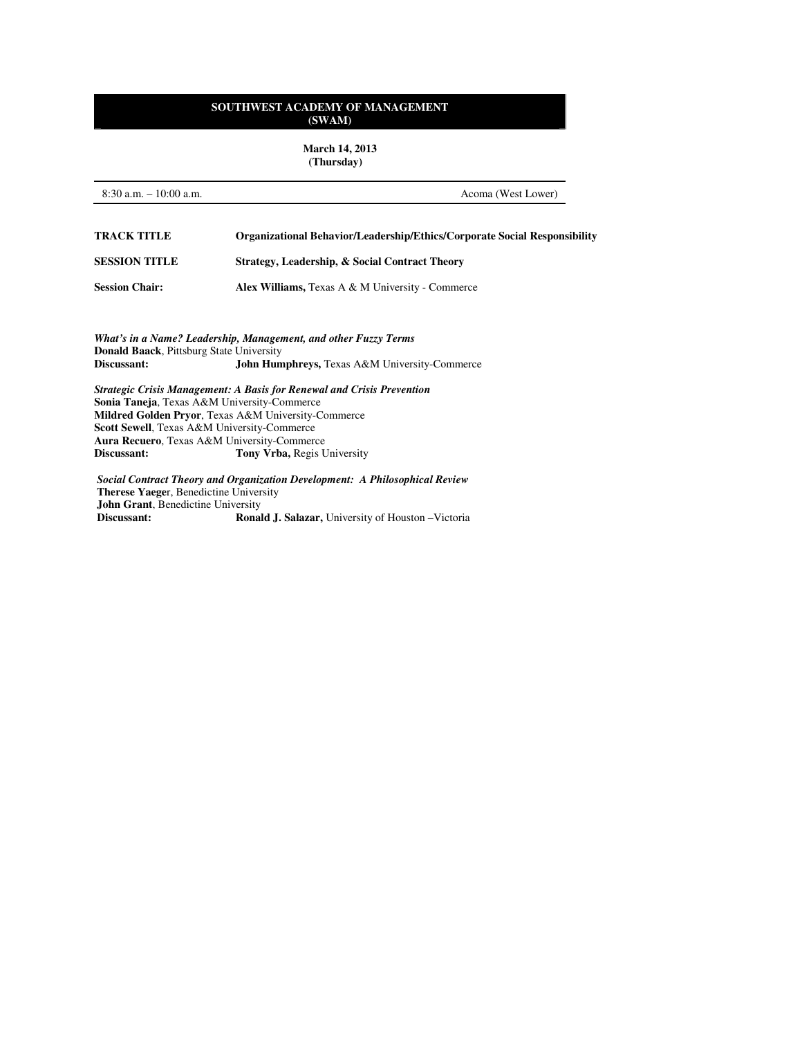**SOUTHWEST ACADEMY OF MANAGEMENT (SWAM)**

**March 14, 2013 (Thursday)**

8:30 a.m. – 10:00 a.m. Acoma (West Lower)

**TRACK TITLE** **Organizational Behavior/Leadership/Ethics/Corporate Social Responsibility**

**SESSION TITLE** **Strategy, Leadership, & Social Contract Theory**

**Session Chair:** **Alex Williams,** Texas A & M University - Commerce

***What's in a Name? Leadership, Management, and other Fuzzy Terms***
**Donald Baack**, Pittsburg State University
**Discussant:** **John Humphreys,** Texas A&M University-Commerce

***Strategic Crisis Management: A Basis for Renewal and Crisis Prevention***
**Sonia Taneja**, Texas A&M University-Commerce
**Mildred Golden Pryor**, Texas A&M University-Commerce
**Scott Sewell**, Texas A&M University-Commerce
**Aura Recuero**, Texas A&M University-Commerce
**Discussant:** **Tony Vrba,** Regis University

***Social Contract Theory and Organization Development: A Philosophical Review***
**Therese Yaeger**, Benedictine University
**John Grant**, Benedictine University
**Discussant:** **Ronald J. Salazar,** University of Houston –Victoria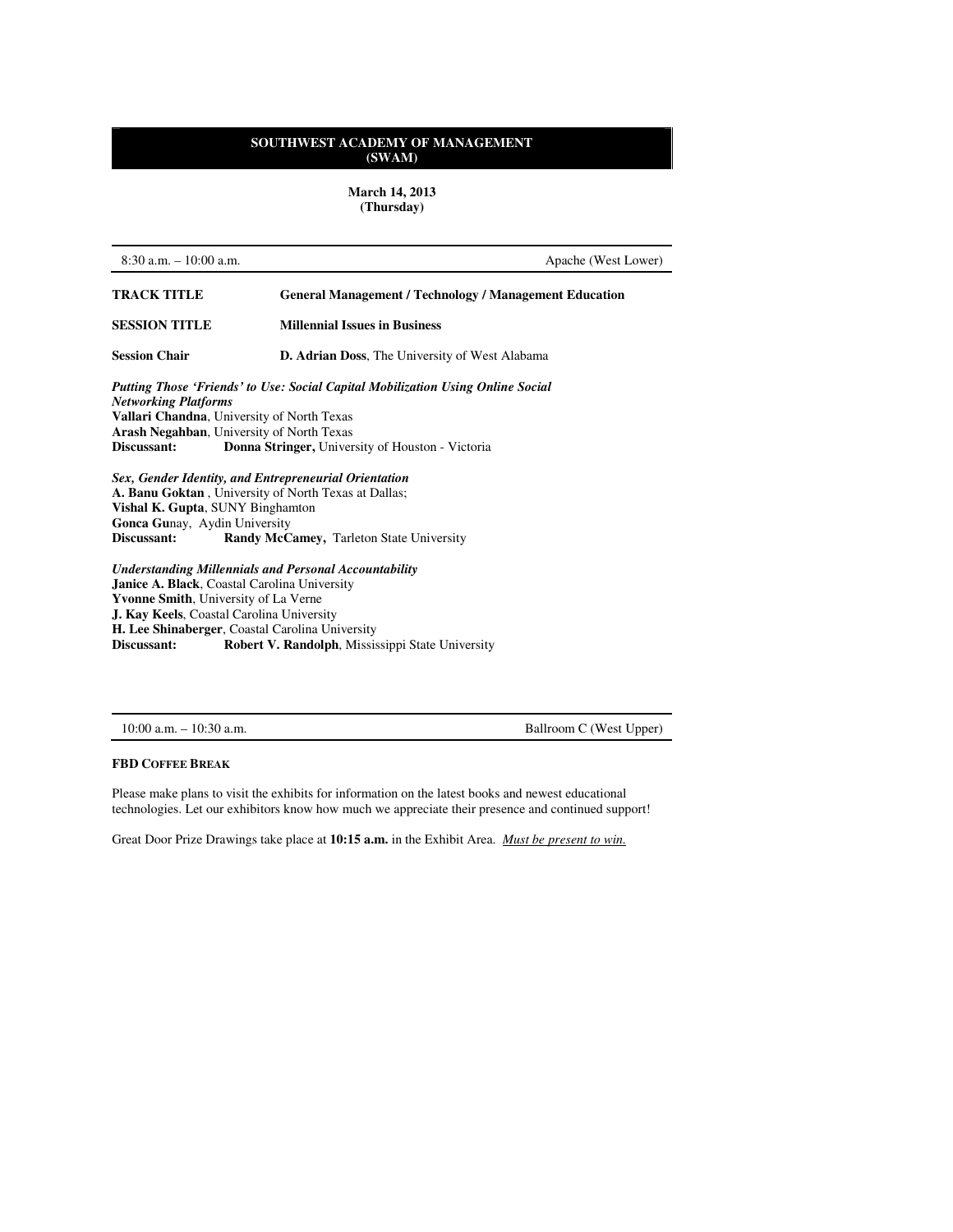**SOUTHWEST ACADEMY OF MANAGEMENT (SWAM)**

**March 14, 2013**
**(Thursday)**

---

8:30 a.m. – 10:00 a.m. — Apache (West Lower)

---

**TRACK TITLE** — **General Management / Technology / Management Education**

**SESSION TITLE** — **Millennial Issues in Business**

**Session Chair** — **D. Adrian Doss**, The University of West Alabama

***Putting Those 'Friends' to Use: Social Capital Mobilization Using Online Social Networking Platforms***
**Vallari Chandna**, University of North Texas
**Arash Negahban**, University of North Texas
**Discussant:** **Donna Stringer,** University of Houston - Victoria

***Sex, Gender Identity, and Entrepreneurial Orientation***
**A. Banu Goktan** , University of North Texas at Dallas;
**Vishal K. Gupta**, SUNY Binghamton
**Gonca Gu**nay, Aydin University
**Discussant:** **Randy McCamey,** Tarleton State University

***Understanding Millennials and Personal Accountability***
**Janice A. Black**, Coastal Carolina University
**Yvonne Smith**, University of La Verne
**J. Kay Keels**, Coastal Carolina University
**H. Lee Shinaberger**, Coastal Carolina University
**Discussant:** **Robert V. Randolph**, Mississippi State University

---

10:00 a.m. – 10:30 a.m. — Ballroom C (West Upper)

---

**FBD COFFEE BREAK**

Please make plans to visit the exhibits for information on the latest books and newest educational technologies. Let our exhibitors know how much we appreciate their presence and continued support!

Great Door Prize Drawings take place at **10:15 a.m.** in the Exhibit Area. *Must be present to win.*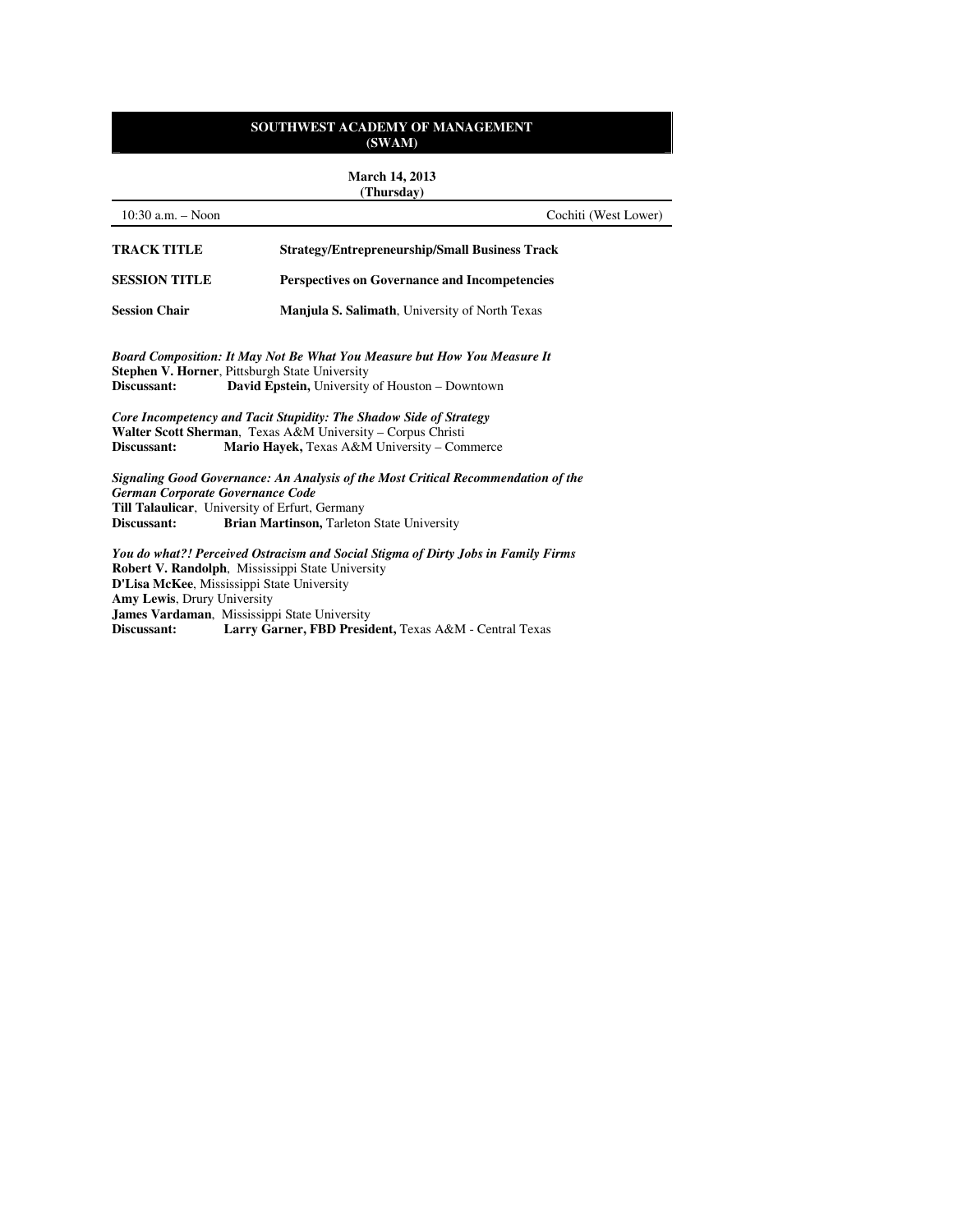**SOUTHWEST ACADEMY OF MANAGEMENT**
**(SWAM)**

**March 14, 2013**
**(Thursday)**

10:30 a.m. – Noon | Cochiti (West Lower)

**TRACK TITLE** **Strategy/Entrepreneurship/Small Business Track**

**SESSION TITLE** **Perspectives on Governance and Incompetencies**

**Session Chair** **Manjula S. Salimath**, University of North Texas

***Board Composition: It May Not Be What You Measure but How You Measure It***
**Stephen V. Horner**, Pittsburgh State University
**Discussant:** **David Epstein,** University of Houston – Downtown

***Core Incompetency and Tacit Stupidity: The Shadow Side of Strategy***
**Walter Scott Sherman**, Texas A&M University – Corpus Christi
**Discussant:** **Mario Hayek,** Texas A&M University – Commerce

***Signaling Good Governance: An Analysis of the Most Critical Recommendation of the German Corporate Governance Code***
**Till Talaulicar**, University of Erfurt, Germany
**Discussant:** **Brian Martinson,** Tarleton State University

***You do what?! Perceived Ostracism and Social Stigma of Dirty Jobs in Family Firms***
**Robert V. Randolph**, Mississippi State University
**D'Lisa McKee**, Mississippi State University
**Amy Lewis**, Drury University
**James Vardaman**, Mississippi State University
**Discussant:** **Larry Garner, FBD President,** Texas A&M - Central Texas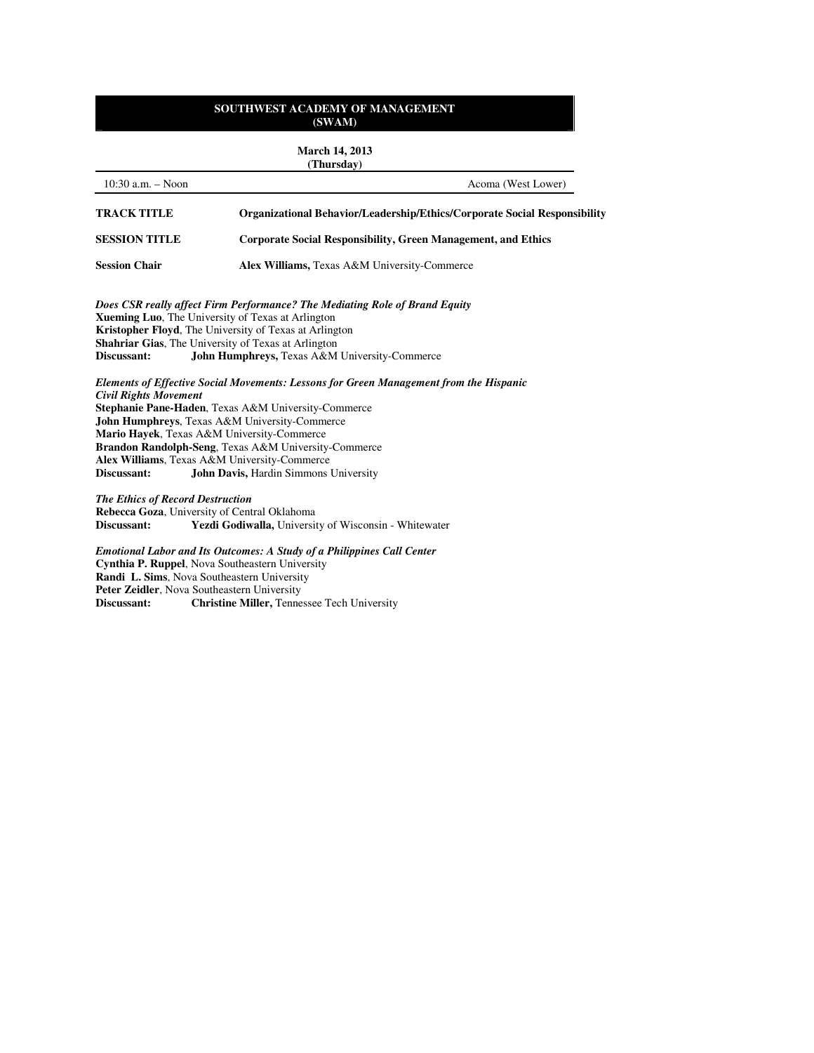# SOUTHWEST ACADEMY OF MANAGEMENT (SWAM)

**March 14, 2013**
**(Thursday)**

10:30 a.m. – Noon — Acoma (West Lower)

**TRACK TITLE** — **Organizational Behavior/Leadership/Ethics/Corporate Social Responsibility**

**SESSION TITLE** — **Corporate Social Responsibility, Green Management, and Ethics**

**Session Chair** — **Alex Williams,** Texas A&M University-Commerce

***Does CSR really affect Firm Performance? The Mediating Role of Brand Equity***
**Xueming Luo**, The University of Texas at Arlington
**Kristopher Floyd**, The University of Texas at Arlington
**Shahriar Gias**, The University of Texas at Arlington
**Discussant:** **John Humphreys,** Texas A&M University-Commerce

***Elements of Effective Social Movements: Lessons for Green Management from the Hispanic Civil Rights Movement***
**Stephanie Pane-Haden**, Texas A&M University-Commerce
**John Humphreys**, Texas A&M University-Commerce
**Mario Hayek**, Texas A&M University-Commerce
**Brandon Randolph-Seng**, Texas A&M University-Commerce
**Alex Williams**, Texas A&M University-Commerce
**Discussant:** **John Davis,** Hardin Simmons University

***The Ethics of Record Destruction***
**Rebecca Goza**, University of Central Oklahoma
**Discussant:** **Yezdi Godiwalla,** University of Wisconsin - Whitewater

***Emotional Labor and Its Outcomes: A Study of a Philippines Call Center***
**Cynthia P. Ruppel**, Nova Southeastern University
**Randi L. Sims**, Nova Southeastern University
**Peter Zeidler**, Nova Southeastern University
**Discussant:** **Christine Miller,** Tennessee Tech University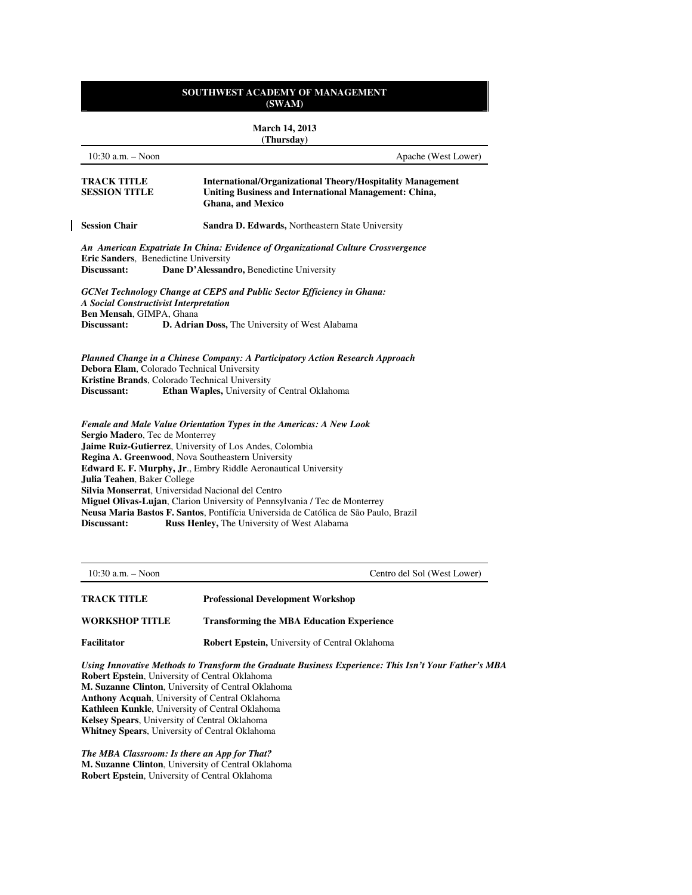# SOUTHWEST ACADEMY OF MANAGEMENT (SWAM)

**March 14, 2013**
**(Thursday)**

10:30 a.m. – Noon | Apache (West Lower)

**TRACK TITLE** **International/Organizational Theory/Hospitality Management**
**SESSION TITLE** **Uniting Business and International Management: China, Ghana, and Mexico**

**Session Chair** **Sandra D. Edwards,** Northeastern State University

***An American Expatriate In China: Evidence of Organizational Culture Crossvergence***
**Eric Sanders**, Benedictine University
**Discussant:** **Dane D'Alessandro,** Benedictine University

***GCNet Technology Change at CEPS and Public Sector Efficiency in Ghana: A Social Constructivist Interpretation***
**Ben Mensah**, GIMPA, Ghana
**Discussant:** **D. Adrian Doss,** The University of West Alabama

***Planned Change in a Chinese Company: A Participatory Action Research Approach***
**Debora Elam**, Colorado Technical University
**Kristine Brands**, Colorado Technical University
**Discussant:** **Ethan Waples,** University of Central Oklahoma

***Female and Male Value Orientation Types in the Americas: A New Look***
**Sergio Madero**, Tec de Monterrey
**Jaime Ruiz-Gutierrez**, University of Los Andes, Colombia
**Regina A. Greenwood**, Nova Southeastern University
**Edward E. F. Murphy, Jr**., Embry Riddle Aeronautical University
**Julia Teahen**, Baker College
**Silvia Monserrat**, Universidad Nacional del Centro
**Miguel Olivas-Lujan**, Clarion University of Pennsylvania / Tec de Monterrey
**Neusa Maria Bastos F. Santos**, Pontifícia Universida de Católica de São Paulo, Brazil
**Discussant:** **Russ Henley,** The University of West Alabama

---

10:30 a.m. – Noon | Centro del Sol (West Lower)

**TRACK TITLE** **Professional Development Workshop**

**WORKSHOP TITLE** **Transforming the MBA Education Experience**

**Facilitator** **Robert Epstein,** University of Central Oklahoma

***Using Innovative Methods to Transform the Graduate Business Experience: This Isn't Your Father's MBA***
**Robert Epstein**, University of Central Oklahoma
**M. Suzanne Clinton**, University of Central Oklahoma
**Anthony Acquah**, University of Central Oklahoma
**Kathleen Kunkle**, University of Central Oklahoma
**Kelsey Spears**, University of Central Oklahoma
**Whitney Spears**, University of Central Oklahoma

***The MBA Classroom: Is there an App for That?***
**M. Suzanne Clinton**, University of Central Oklahoma
**Robert Epstein**, University of Central Oklahoma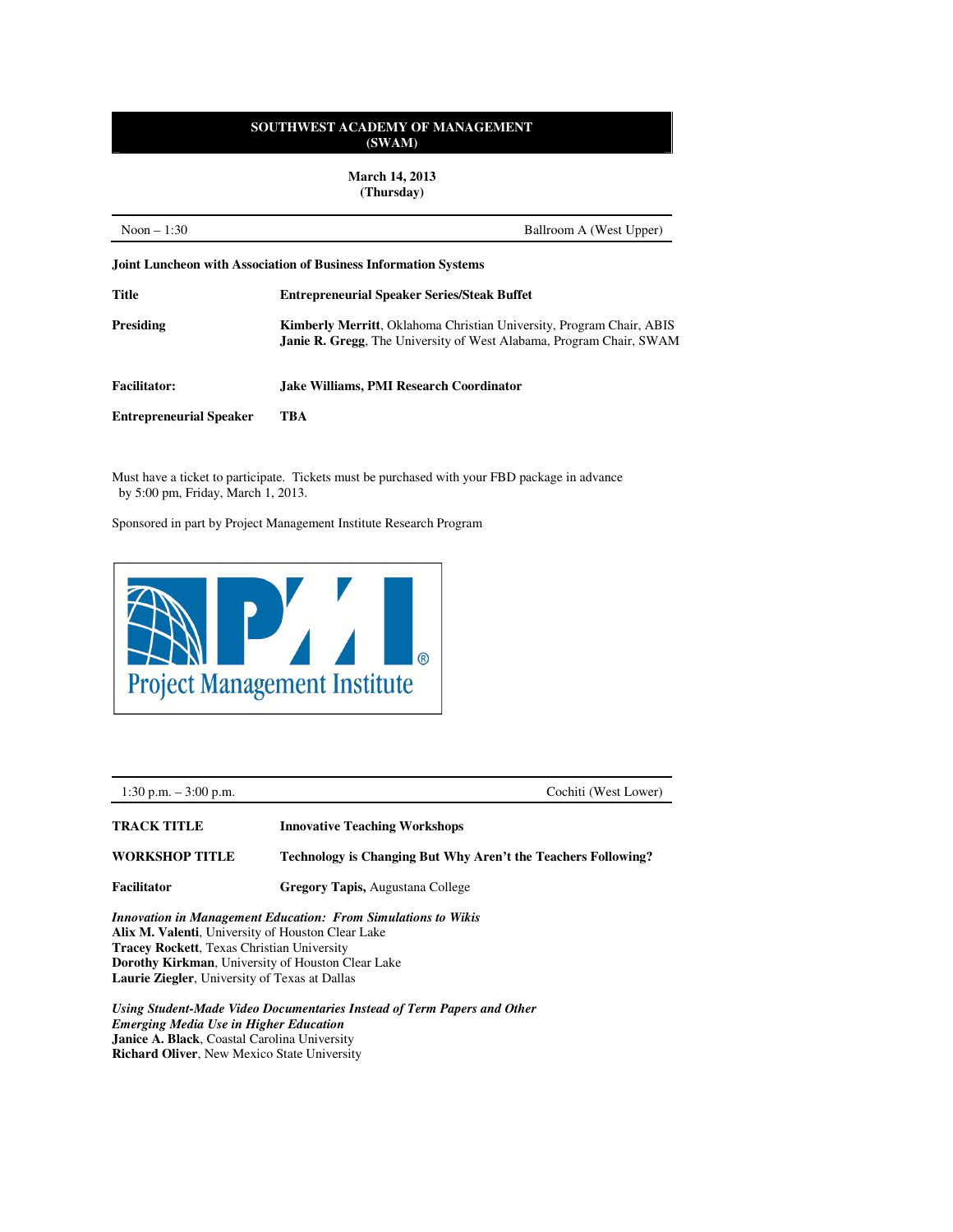# SOUTHWEST ACADEMY OF MANAGEMENT (SWAM)

**March 14, 2013**
**(Thursday)**

| Noon – 1:30 | Ballroom A (West Upper) |
|---|---|

**Joint Luncheon with Association of Business Information Systems**

**Title** — **Entrepreneurial Speaker Series/Steak Buffet**

**Presiding** — **Kimberly Merritt**, Oklahoma Christian University, Program Chair, ABIS
**Janie R. Gregg**, The University of West Alabama, Program Chair, SWAM

**Facilitator:** — **Jake Williams, PMI Research Coordinator**

**Entrepreneurial Speaker** — **TBA**

Must have a ticket to participate. Tickets must be purchased with your FBD package in advance by 5:00 pm, Friday, March 1, 2013.

Sponsored in part by Project Management Institute Research Program

PMI® Project Management Institute

| 1:30 p.m. – 3:00 p.m. | Cochiti (West Lower) |
|---|---|

**TRACK TITLE** — **Innovative Teaching Workshops**

**WORKSHOP TITLE** — **Technology is Changing But Why Aren't the Teachers Following?**

**Facilitator** — **Gregory Tapis,** Augustana College

***Innovation in Management Education: From Simulations to Wikis***
**Alix M. Valenti**, University of Houston Clear Lake
**Tracey Rockett**, Texas Christian University
**Dorothy Kirkman**, University of Houston Clear Lake
**Laurie Ziegler**, University of Texas at Dallas

***Using Student-Made Video Documentaries Instead of Term Papers and Other Emerging Media Use in Higher Education***
**Janice A. Black**, Coastal Carolina University
**Richard Oliver**, New Mexico State University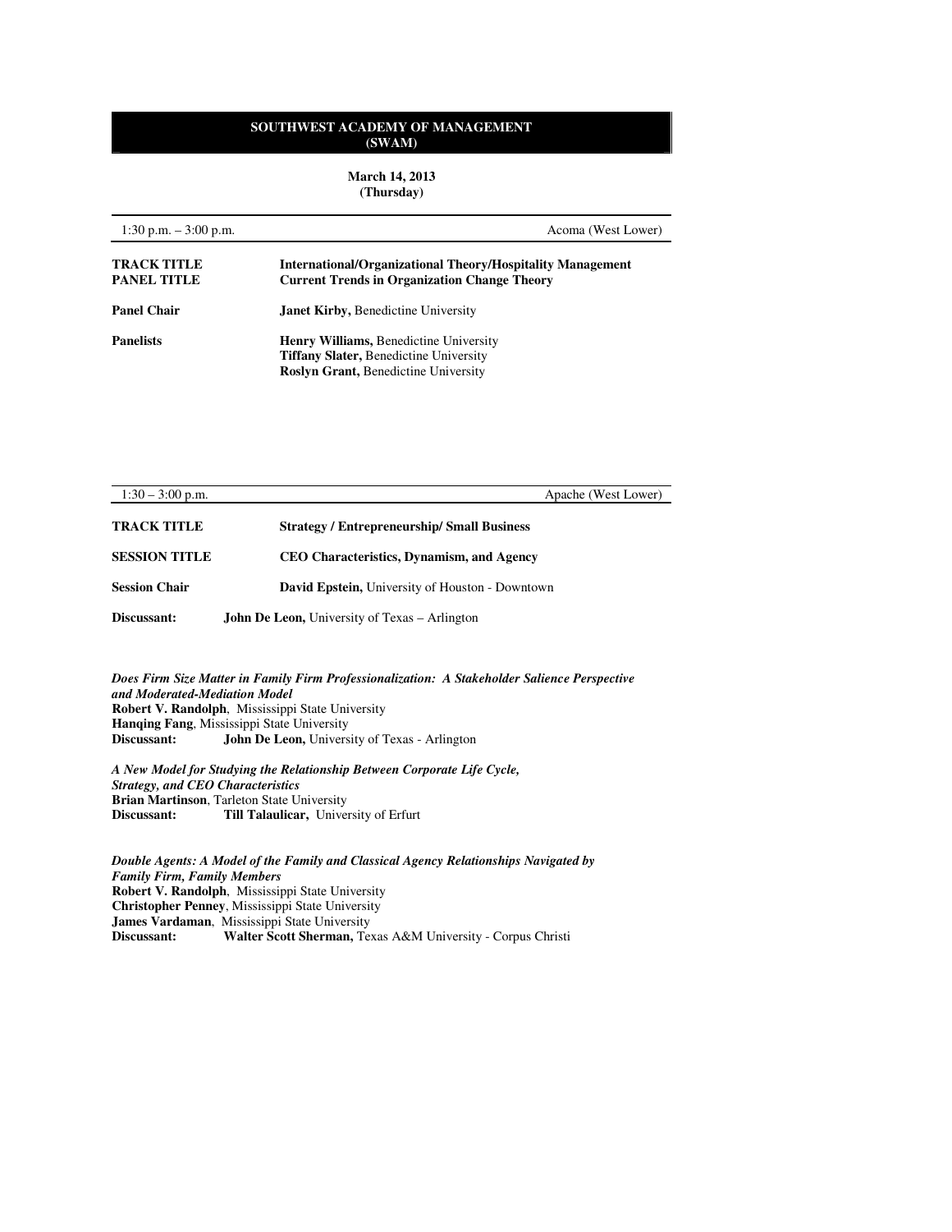## SOUTHWEST ACADEMY OF MANAGEMENT (SWAM)

**March 14, 2013**
**(Thursday)**

1:30 p.m. – 3:00 p.m. — Acoma (West Lower)

**TRACK TITLE** — **International/Organizational Theory/Hospitality Management**
**PANEL TITLE** — **Current Trends in Organization Change Theory**

**Panel Chair** — **Janet Kirby,** Benedictine University

**Panelists** — **Henry Williams,** Benedictine University
**Tiffany Slater,** Benedictine University
**Roslyn Grant,** Benedictine University

---

1:30 – 3:00 p.m. — Apache (West Lower)

**TRACK TITLE** — **Strategy / Entrepreneurship/ Small Business**

**SESSION TITLE** — **CEO Characteristics, Dynamism, and Agency**

**Session Chair** — **David Epstein,** University of Houston - Downtown

**Discussant:** **John De Leon,** University of Texas – Arlington

***Does Firm Size Matter in Family Firm Professionalization: A Stakeholder Salience Perspective and Moderated-Mediation Model***
**Robert V. Randolph**, Mississippi State University
**Hanqing Fang**, Mississippi State University
**Discussant:** **John De Leon,** University of Texas - Arlington

***A New Model for Studying the Relationship Between Corporate Life Cycle, Strategy, and CEO Characteristics***
**Brian Martinson**, Tarleton State University
**Discussant:** **Till Talaulicar,** University of Erfurt

***Double Agents: A Model of the Family and Classical Agency Relationships Navigated by Family Firm, Family Members***
**Robert V. Randolph**, Mississippi State University
**Christopher Penney**, Mississippi State University
**James Vardaman**, Mississippi State University
**Discussant:** **Walter Scott Sherman,** Texas A&M University - Corpus Christi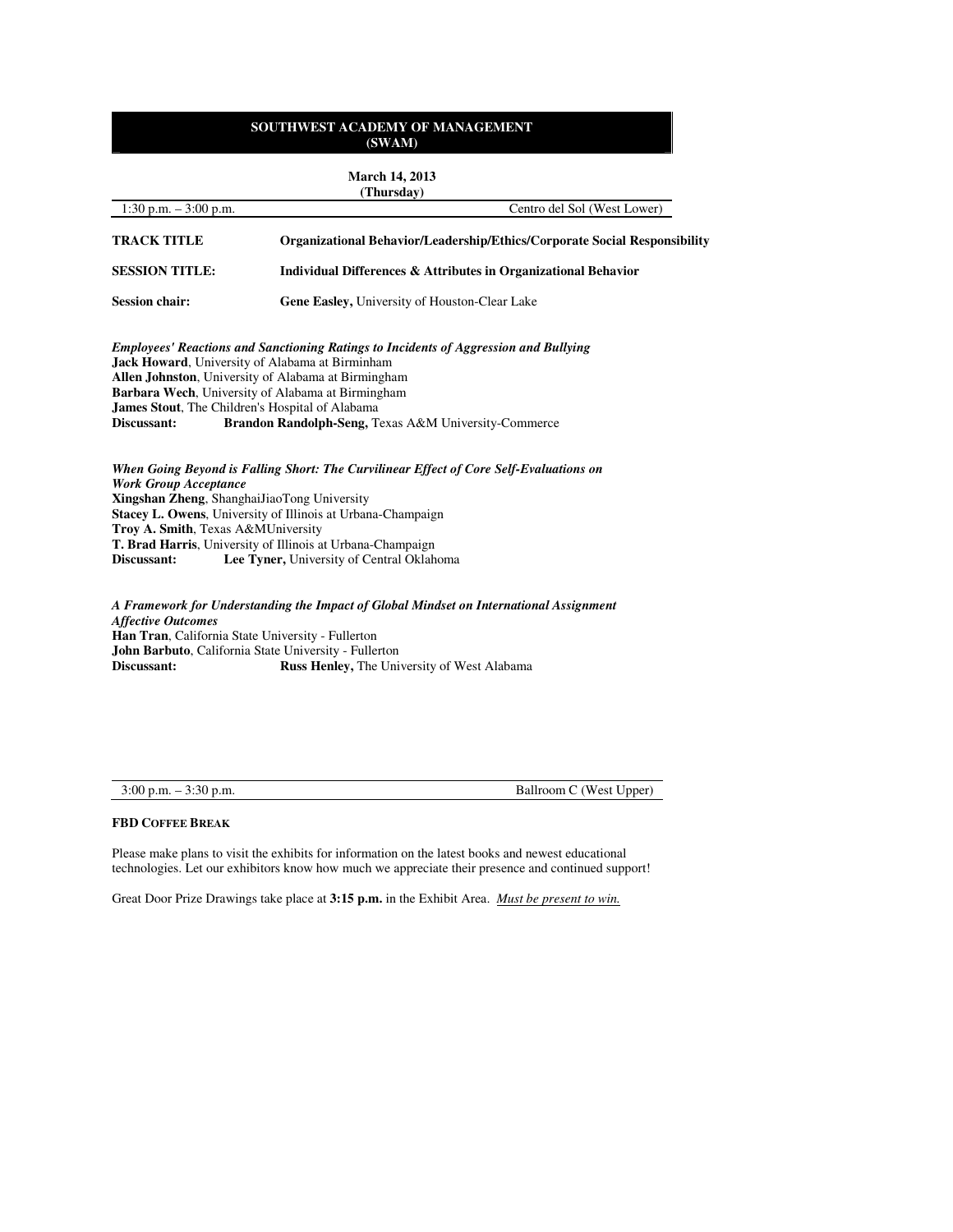# SOUTHWEST ACADEMY OF MANAGEMENT (SWAM)

**March 14, 2013**
**(Thursday)**

1:30 p.m. – 3:00 p.m. Centro del Sol (West Lower)

**TRACK TITLE** **Organizational Behavior/Leadership/Ethics/Corporate Social Responsibility**

**SESSION TITLE:** **Individual Differences & Attributes in Organizational Behavior**

**Session chair:** **Gene Easley,** University of Houston-Clear Lake

***Employees' Reactions and Sanctioning Ratings to Incidents of Aggression and Bullying***
**Jack Howard**, University of Alabama at Birminham
**Allen Johnston**, University of Alabama at Birmingham
**Barbara Wech**, University of Alabama at Birmingham
**James Stout**, The Children's Hospital of Alabama
**Discussant:** **Brandon Randolph-Seng,** Texas A&M University-Commerce

***When Going Beyond is Falling Short: The Curvilinear Effect of Core Self-Evaluations on Work Group Acceptance***
**Xingshan Zheng**, ShanghaiJiaoTong University
**Stacey L. Owens**, University of Illinois at Urbana-Champaign
**Troy A. Smith**, Texas A&MUniversity
**T. Brad Harris**, University of Illinois at Urbana-Champaign
**Discussant:** **Lee Tyner,** University of Central Oklahoma

***A Framework for Understanding the Impact of Global Mindset on International Assignment Affective Outcomes***
**Han Tran**, California State University - Fullerton
**John Barbuto**, California State University - Fullerton
**Discussant:** **Russ Henley,** The University of West Alabama

3:00 p.m. – 3:30 p.m. Ballroom C (West Upper)

**FBD COFFEE BREAK**

Please make plans to visit the exhibits for information on the latest books and newest educational technologies. Let our exhibitors know how much we appreciate their presence and continued support!

Great Door Prize Drawings take place at **3:15 p.m.** in the Exhibit Area. *Must be present to win.*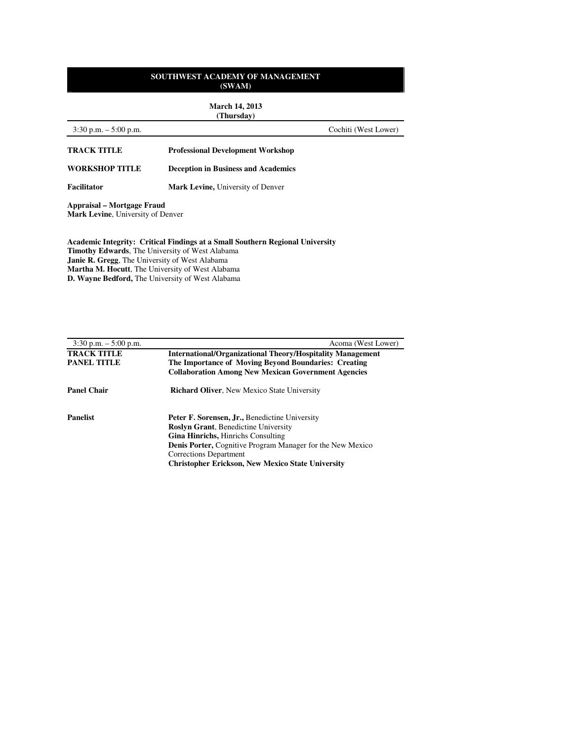**SOUTHWEST ACADEMY OF MANAGEMENT (SWAM)**

**March 14, 2013 (Thursday)**

3:30 p.m. – 5:00 p.m. Cochiti (West Lower)

**TRACK TITLE** **Professional Development Workshop**

**WORKSHOP TITLE** **Deception in Business and Academics**

**Facilitator** **Mark Levine,** University of Denver

**Appraisal – Mortgage Fraud**
**Mark Levine**, University of Denver

**Academic Integrity: Critical Findings at a Small Southern Regional University**
**Timothy Edwards**, The University of West Alabama
**Janie R. Gregg**, The University of West Alabama
**Martha M. Hocutt**, The University of West Alabama
**D. Wayne Bedford,** The University of West Alabama

---

3:30 p.m. – 5:00 p.m. Acoma (West Lower)

**TRACK TITLE** **International/Organizational Theory/Hospitality Management**
**PANEL TITLE** **The Importance of Moving Beyond Boundaries: Creating Collaboration Among New Mexican Government Agencies**

**Panel Chair** **Richard Oliver**, New Mexico State University

**Panelist**
**Peter F. Sorensen, Jr.,** Benedictine University
**Roslyn Grant**, Benedictine University
**Gina Hinrichs,** Hinrichs Consulting
**Denis Porter,** Cognitive Program Manager for the New Mexico Corrections Department
**Christopher Erickson, New Mexico State University**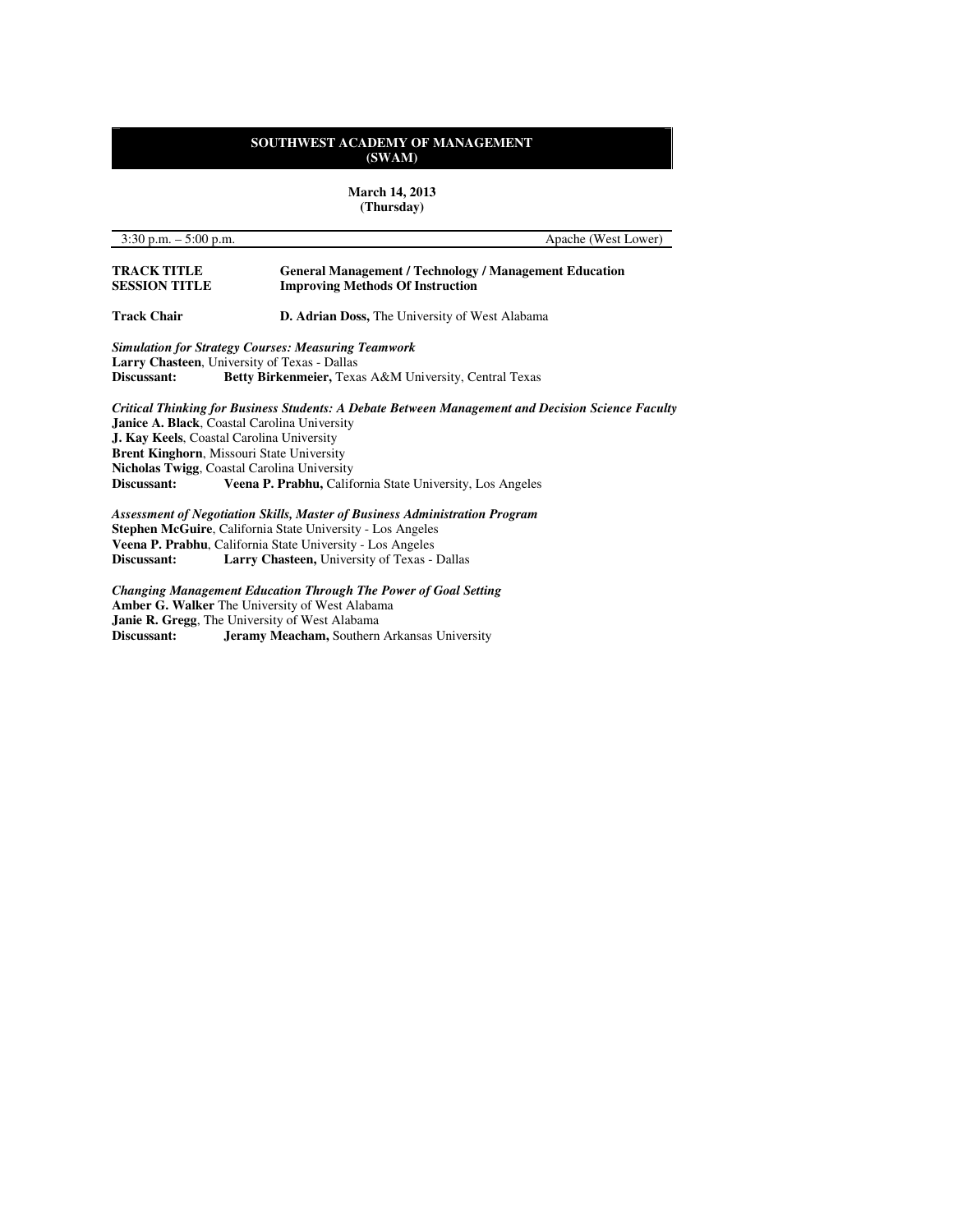## SOUTHWEST ACADEMY OF MANAGEMENT (SWAM)

**March 14, 2013**
**(Thursday)**

3:30 p.m. – 5:00 p.m. Apache (West Lower)

**TRACK TITLE** **General Management / Technology / Management Education**
**SESSION TITLE** **Improving Methods Of Instruction**

**Track Chair** **D. Adrian Doss,** The University of West Alabama

***Simulation for Strategy Courses: Measuring Teamwork***
**Larry Chasteen**, University of Texas - Dallas
**Discussant:** **Betty Birkenmeier,** Texas A&M University, Central Texas

***Critical Thinking for Business Students: A Debate Between Management and Decision Science Faculty***
**Janice A. Black**, Coastal Carolina University
**J. Kay Keels**, Coastal Carolina University
**Brent Kinghorn**, Missouri State University
**Nicholas Twigg**, Coastal Carolina University
**Discussant:** **Veena P. Prabhu,** California State University, Los Angeles

***Assessment of Negotiation Skills, Master of Business Administration Program***
**Stephen McGuire**, California State University - Los Angeles
**Veena P. Prabhu**, California State University - Los Angeles
**Discussant:** **Larry Chasteen,** University of Texas - Dallas

***Changing Management Education Through The Power of Goal Setting***
**Amber G. Walker** The University of West Alabama
**Janie R. Gregg**, The University of West Alabama
**Discussant:** **Jeramy Meacham,** Southern Arkansas University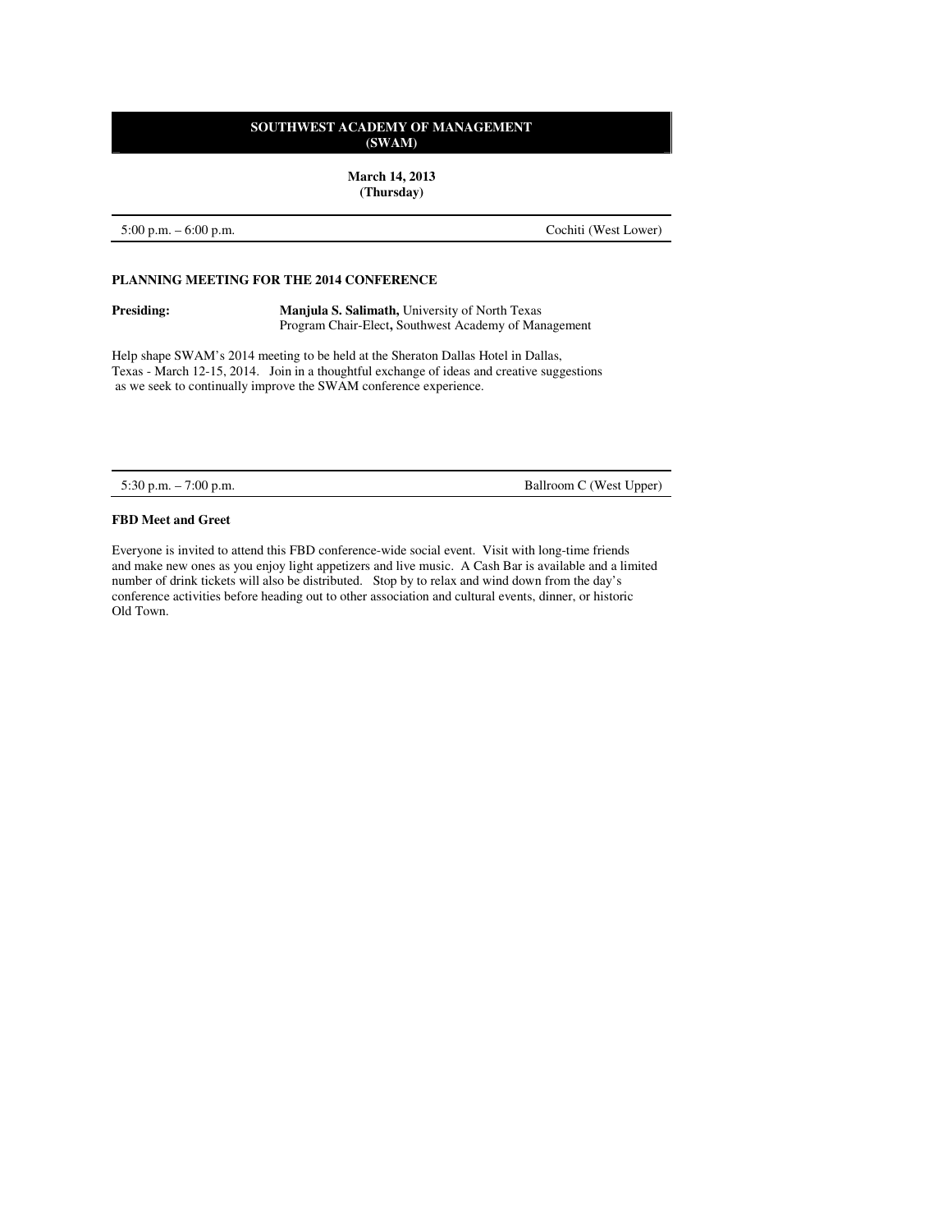## SOUTHWEST ACADEMY OF MANAGEMENT (SWAM)

**March 14, 2013**
**(Thursday)**

---

5:00 p.m. – 6:00 p.m. Cochiti (West Lower)

---

### PLANNING MEETING FOR THE 2014 CONFERENCE

**Presiding:** **Manjula S. Salimath,** University of North Texas
Program Chair-Elect**,** Southwest Academy of Management

Help shape SWAM's 2014 meeting to be held at the Sheraton Dallas Hotel in Dallas, Texas - March 12-15, 2014. Join in a thoughtful exchange of ideas and creative suggestions as we seek to continually improve the SWAM conference experience.

---

5:30 p.m. – 7:00 p.m. Ballroom C (West Upper)

---

### FBD Meet and Greet

Everyone is invited to attend this FBD conference-wide social event. Visit with long-time friends and make new ones as you enjoy light appetizers and live music. A Cash Bar is available and a limited number of drink tickets will also be distributed. Stop by to relax and wind down from the day's conference activities before heading out to other association and cultural events, dinner, or historic Old Town.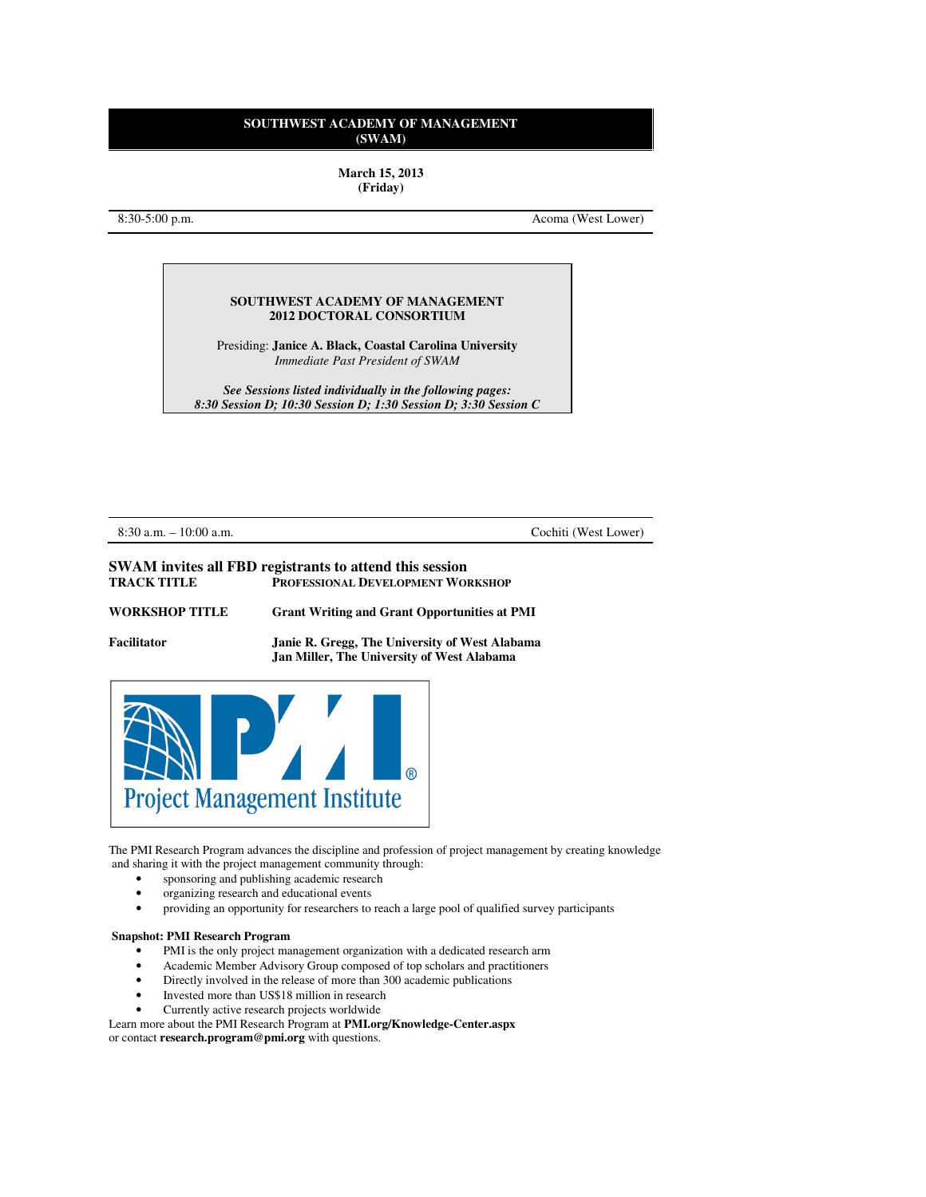# SOUTHWEST ACADEMY OF MANAGEMENT (SWAM)

**March 15, 2013**
**(Friday)**

| 8:30-5:00 p.m. | Acoma (West Lower) |
|---|---|

**SOUTHWEST ACADEMY OF MANAGEMENT**
**2012 DOCTORAL CONSORTIUM**

Presiding: **Janice A. Black, Coastal Carolina University**
*Immediate Past President of SWAM*

***See Sessions listed individually in the following pages:***
***8:30 Session D; 10:30 Session D; 1:30 Session D; 3:30 Session C***

| 8:30 a.m. – 10:00 a.m. | Cochiti (West Lower) |
|---|---|

## SWAM invites all FBD registrants to attend this session

**TRACK TITLE** — **PROFESSIONAL DEVELOPMENT WORKSHOP**

**WORKSHOP TITLE** — **Grant Writing and Grant Opportunities at PMI**

**Facilitator** — **Janie R. Gregg, The University of West Alabama**
**Jan Miller, The University of West Alabama**

PMI® Project Management Institute

The PMI Research Program advances the discipline and profession of project management by creating knowledge and sharing it with the project management community through:

- sponsoring and publishing academic research
- organizing research and educational events
- providing an opportunity for researchers to reach a large pool of qualified survey participants

**Snapshot: PMI Research Program**

- PMI is the only project management organization with a dedicated research arm
- Academic Member Advisory Group composed of top scholars and practitioners
- Directly involved in the release of more than 300 academic publications
- Invested more than US$18 million in research
- Currently active research projects worldwide

Learn more about the PMI Research Program at **PMI.org/Knowledge-Center.aspx** or contact **research.program@pmi.org** with questions.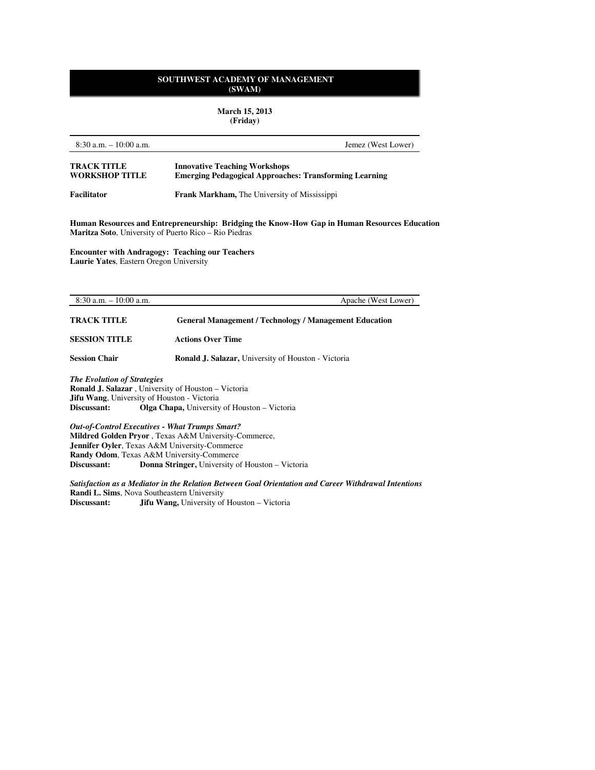# SOUTHWEST ACADEMY OF MANAGEMENT (SWAM)

**March 15, 2013**
**(Friday)**

8:30 a.m. – 10:00 a.m. — Jemez (West Lower)

**TRACK TITLE** — **Innovative Teaching Workshops**
**WORKSHOP TITLE** — **Emerging Pedagogical Approaches: Transforming Learning**

**Facilitator** — **Frank Markham,** The University of Mississippi

**Human Resources and Entrepreneurship: Bridging the Know-How Gap in Human Resources Education**
**Maritza Soto**, University of Puerto Rico – Rio Piedras

**Encounter with Andragogy: Teaching our Teachers**
**Laurie Yates**, Eastern Oregon University

---

8:30 a.m. – 10:00 a.m. — Apache (West Lower)

**TRACK TITLE** — **General Management / Technology / Management Education**

**SESSION TITLE** — **Actions Over Time**

**Session Chair** — **Ronald J. Salazar,** University of Houston - Victoria

***The Evolution of Strategies***
**Ronald J. Salazar** , University of Houston – Victoria
**Jifu Wang**, University of Houston - Victoria
**Discussant:** **Olga Chapa,** University of Houston – Victoria

***Out-of-Control Executives - What Trumps Smart?***
**Mildred Golden Pryor** , Texas A&M University-Commerce,
**Jennifer Oyler**, Texas A&M University-Commerce
**Randy Odom**, Texas A&M University-Commerce
**Discussant:** **Donna Stringer,** University of Houston – Victoria

***Satisfaction as a Mediator in the Relation Between Goal Orientation and Career Withdrawal Intentions***
**Randi L. Sims**, Nova Southeastern University
**Discussant:** **Jifu Wang,** University of Houston – Victoria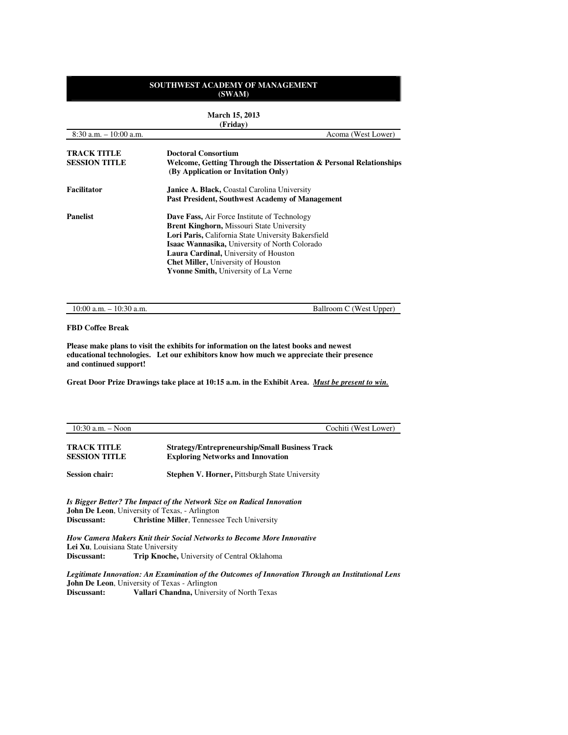## SOUTHWEST ACADEMY OF MANAGEMENT (SWAM)

**March 15, 2013**
**(Friday)**

8:30 a.m. – 10:00 a.m. — Acoma (West Lower)

| | |
|---|---|
| **TRACK TITLE** | **Doctoral Consortium** |
| **SESSION TITLE** | **Welcome, Getting Through the Dissertation & Personal Relationships (By Application or Invitation Only)** |

**Facilitator**

**Janice A. Black,** Coastal Carolina University
**Past President, Southwest Academy of Management**

**Panelist**

**Dave Fass,** Air Force Institute of Technology
**Brent Kinghorn,** Missouri State University
**Lori Paris,** California State University Bakersfield
**Isaac Wannasika,** University of North Colorado
**Laura Cardinal,** University of Houston
**Chet Miller,** University of Houston
**Yvonne Smith,** University of La Verne

---

10:00 a.m. – 10:30 a.m. — Ballroom C (West Upper)

**FBD Coffee Break**

**Please make plans to visit the exhibits for information on the latest books and newest educational technologies. Let our exhibitors know how much we appreciate their presence and continued support!**

**Great Door Prize Drawings take place at 10:15 a.m. in the Exhibit Area.** ***Must be present to win.***

---

10:30 a.m. – Noon — Cochiti (West Lower)

| | |
|---|---|
| **TRACK TITLE** | **Strategy/Entrepreneurship/Small Business Track** |
| **SESSION TITLE** | **Exploring Networks and Innovation** |

**Session chair:** **Stephen V. Horner,** Pittsburgh State University

***Is Bigger Better? The Impact of the Network Size on Radical Innovation***
**John De Leon**, University of Texas, - Arlington
**Discussant:** **Christine Miller**, Tennessee Tech University

***How Camera Makers Knit their Social Networks to Become More Innovative***
**Lei Xu**, Louisiana State University
**Discussant:** **Trip Knoche,** University of Central Oklahoma

***Legitimate Innovation: An Examination of the Outcomes of Innovation Through an Institutional Lens***
**John De Leon**, University of Texas - Arlington
**Discussant:** **Vallari Chandna,** University of North Texas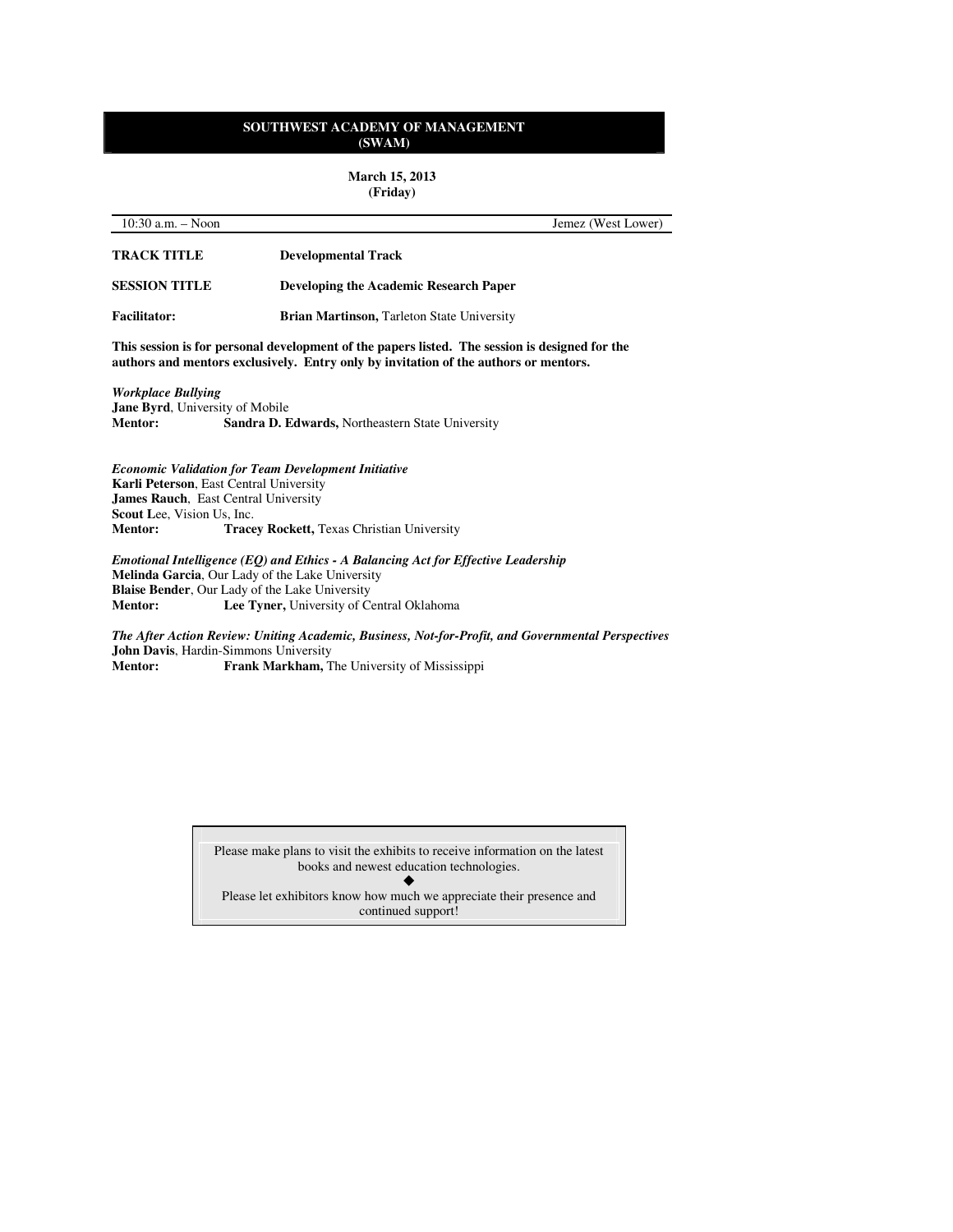## SOUTHWEST ACADEMY OF MANAGEMENT (SWAM)

**March 15, 2013**
**(Friday)**

10:30 a.m. – Noon — Jemez (West Lower)

**TRACK TITLE** **Developmental Track**

**SESSION TITLE** **Developing the Academic Research Paper**

**Facilitator:** **Brian Martinson,** Tarleton State University

**This session is for personal development of the papers listed. The session is designed for the authors and mentors exclusively. Entry only by invitation of the authors or mentors.**

***Workplace Bullying***
**Jane Byrd**, University of Mobile
**Mentor:** **Sandra D. Edwards,** Northeastern State University

***Economic Validation for Team Development Initiative***
**Karli Peterson**, East Central University
**James Rauch**, East Central University
**Scout L**ee, Vision Us, Inc.
**Mentor:** **Tracey Rockett,** Texas Christian University

***Emotional Intelligence (EQ) and Ethics - A Balancing Act for Effective Leadership***
**Melinda Garcia**, Our Lady of the Lake University
**Blaise Bender**, Our Lady of the Lake University
**Mentor:** **Lee Tyner,** University of Central Oklahoma

***The After Action Review: Uniting Academic, Business, Not-for-Profit, and Governmental Perspectives***
**John Davis**, Hardin-Simmons University
**Mentor:** **Frank Markham,** The University of Mississippi

Please make plans to visit the exhibits to receive information on the latest books and newest education technologies.

◆

Please let exhibitors know how much we appreciate their presence and continued support!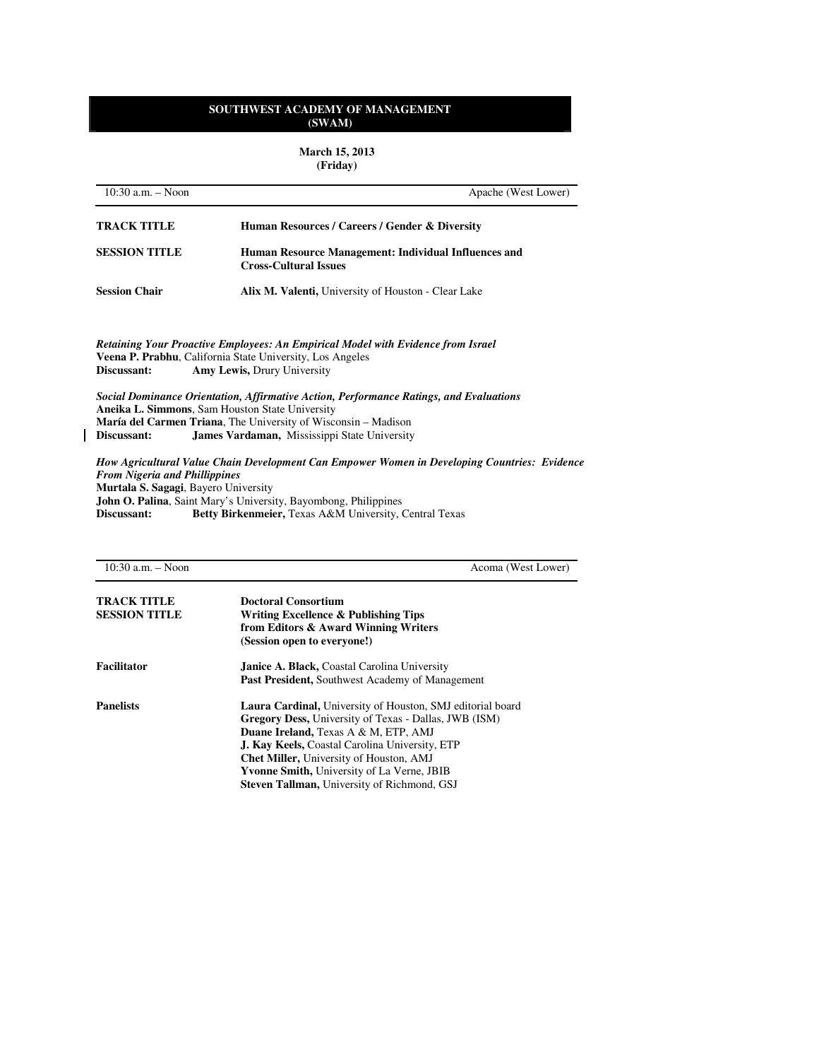**SOUTHWEST ACADEMY OF MANAGEMENT**
**(SWAM)**

**March 15, 2013**
**(Friday)**

10:30 a.m. – Noon | Apache (West Lower)

**TRACK TITLE** — **Human Resources / Careers / Gender & Diversity**

**SESSION TITLE** — **Human Resource Management: Individual Influences and Cross-Cultural Issues**

**Session Chair** — **Alix M. Valenti,** University of Houston - Clear Lake

***Retaining Your Proactive Employees: An Empirical Model with Evidence from Israel***
**Veena P. Prabhu**, California State University, Los Angeles
**Discussant:** **Amy Lewis,** Drury University

***Social Dominance Orientation, Affirmative Action, Performance Ratings, and Evaluations***
**Aneika L. Simmons**, Sam Houston State University
**María del Carmen Triana**, The University of Wisconsin – Madison
**Discussant:** **James Vardaman,** Mississippi State University

***How Agricultural Value Chain Development Can Empower Women in Developing Countries: Evidence From Nigeria and Phillippines***
**Murtala S. Sagagi**, Bayero University
**John O. Palina**, Saint Mary's University, Bayombong, Philippines
**Discussant:** **Betty Birkenmeier,** Texas A&M University, Central Texas

10:30 a.m. – Noon | Acoma (West Lower)

**TRACK TITLE** — **Doctoral Consortium**

**SESSION TITLE** — **Writing Excellence & Publishing Tips from Editors & Award Winning Writers (Session open to everyone!)**

**Facilitator** — **Janice A. Black,** Coastal Carolina University
**Past President,** Southwest Academy of Management

**Panelists**
- **Laura Cardinal,** University of Houston, SMJ editorial board
- **Gregory Dess,** University of Texas - Dallas, JWB (ISM)
- **Duane Ireland,** Texas A & M, ETP, AMJ
- **J. Kay Keels,** Coastal Carolina University, ETP
- **Chet Miller,** University of Houston, AMJ
- **Yvonne Smith,** University of La Verne, JBIB
- **Steven Tallman,** University of Richmond, GSJ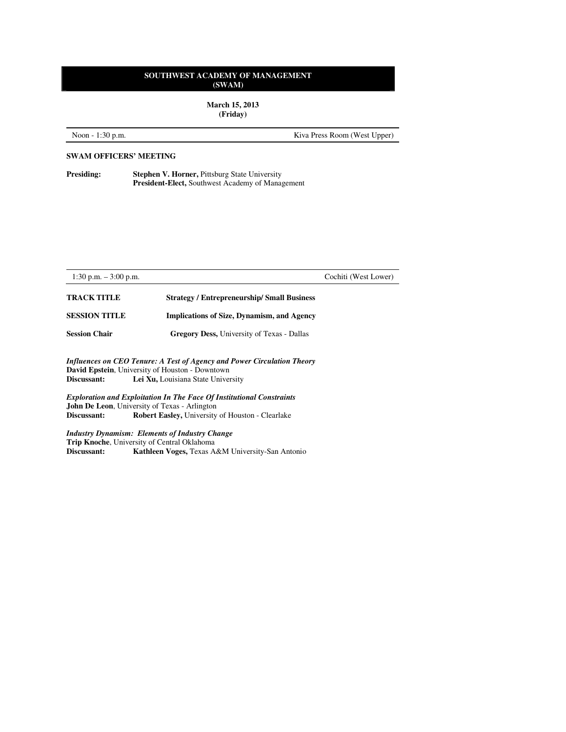## SOUTHWEST ACADEMY OF MANAGEMENT (SWAM)

**March 15, 2013**
**(Friday)**

Noon - 1:30 p.m. — Kiva Press Room (West Upper)

**SWAM OFFICERS' MEETING**

**Presiding:** **Stephen V. Horner,** Pittsburg State University
**President-Elect,** Southwest Academy of Management

1:30 p.m. – 3:00 p.m. — Cochiti (West Lower)

**TRACK TITLE** **Strategy / Entrepreneurship/ Small Business**

**SESSION TITLE** **Implications of Size, Dynamism, and Agency**

**Session Chair** **Gregory Dess,** University of Texas - Dallas

***Influences on CEO Tenure: A Test of Agency and Power Circulation Theory***
**David Epstein**, University of Houston - Downtown
**Discussant:** **Lei Xu,** Louisiana State University

***Exploration and Exploitation In The Face Of Institutional Constraints***
**John De Leon**, University of Texas - Arlington
**Discussant:** **Robert Easley,** University of Houston - Clearlake

***Industry Dynamism: Elements of Industry Change***
**Trip Knoche**, University of Central Oklahoma
**Discussant:** **Kathleen Voges,** Texas A&M University-San Antonio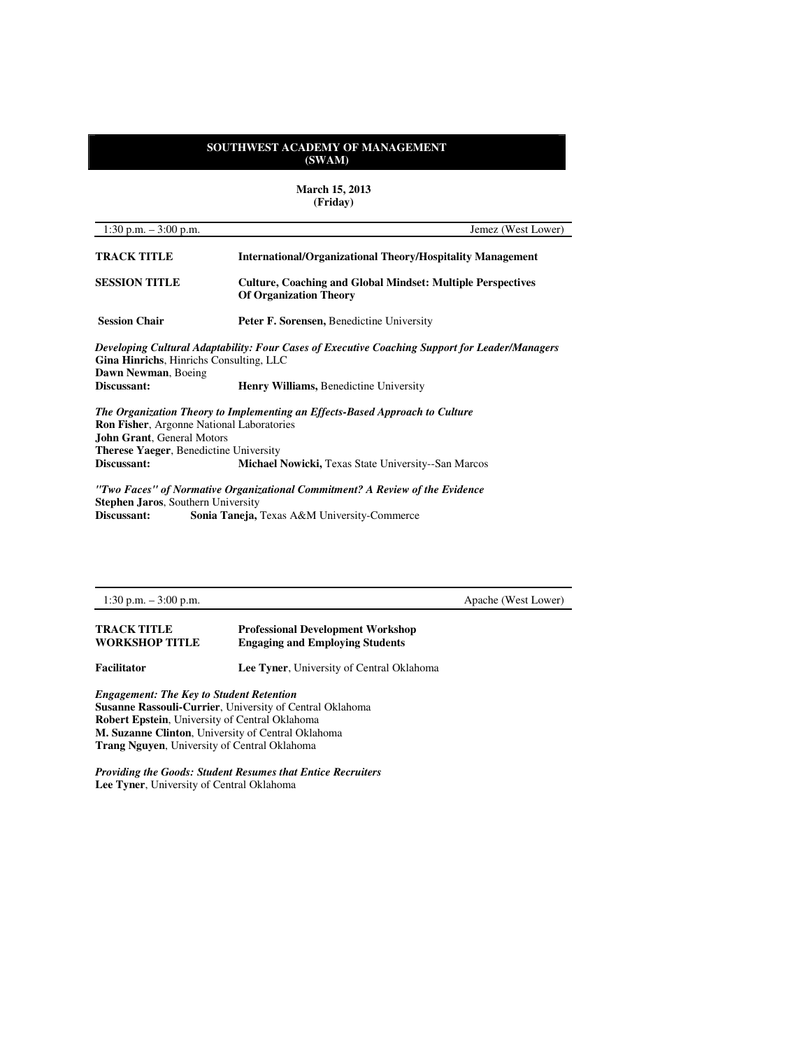## SOUTHWEST ACADEMY OF MANAGEMENT (SWAM)

**March 15, 2013**
**(Friday)**

1:30 p.m. – 3:00 p.m. Jemez (West Lower)

**TRACK TITLE** **International/Organizational Theory/Hospitality Management**

**SESSION TITLE** **Culture, Coaching and Global Mindset: Multiple Perspectives Of Organization Theory**

**Session Chair** **Peter F. Sorensen,** Benedictine University

***Developing Cultural Adaptability: Four Cases of Executive Coaching Support for Leader/Managers***
**Gina Hinrichs**, Hinrichs Consulting, LLC
**Dawn Newman**, Boeing
**Discussant:** **Henry Williams,** Benedictine University

***The Organization Theory to Implementing an Effects-Based Approach to Culture***
**Ron Fisher**, Argonne National Laboratories
**John Grant**, General Motors
**Therese Yaeger**, Benedictine University
**Discussant:** **Michael Nowicki,** Texas State University--San Marcos

***"Two Faces" of Normative Organizational Commitment? A Review of the Evidence***
**Stephen Jaros**, Southern University
**Discussant:** **Sonia Taneja,** Texas A&M University-Commerce

---

1:30 p.m. – 3:00 p.m. Apache (West Lower)

**TRACK TITLE** **Professional Development Workshop**
**WORKSHOP TITLE** **Engaging and Employing Students**

**Facilitator** **Lee Tyner**, University of Central Oklahoma

***Engagement: The Key to Student Retention***
**Susanne Rassouli-Currier**, University of Central Oklahoma
**Robert Epstein**, University of Central Oklahoma
**M. Suzanne Clinton**, University of Central Oklahoma
**Trang Nguyen**, University of Central Oklahoma

***Providing the Goods: Student Resumes that Entice Recruiters***
**Lee Tyner**, University of Central Oklahoma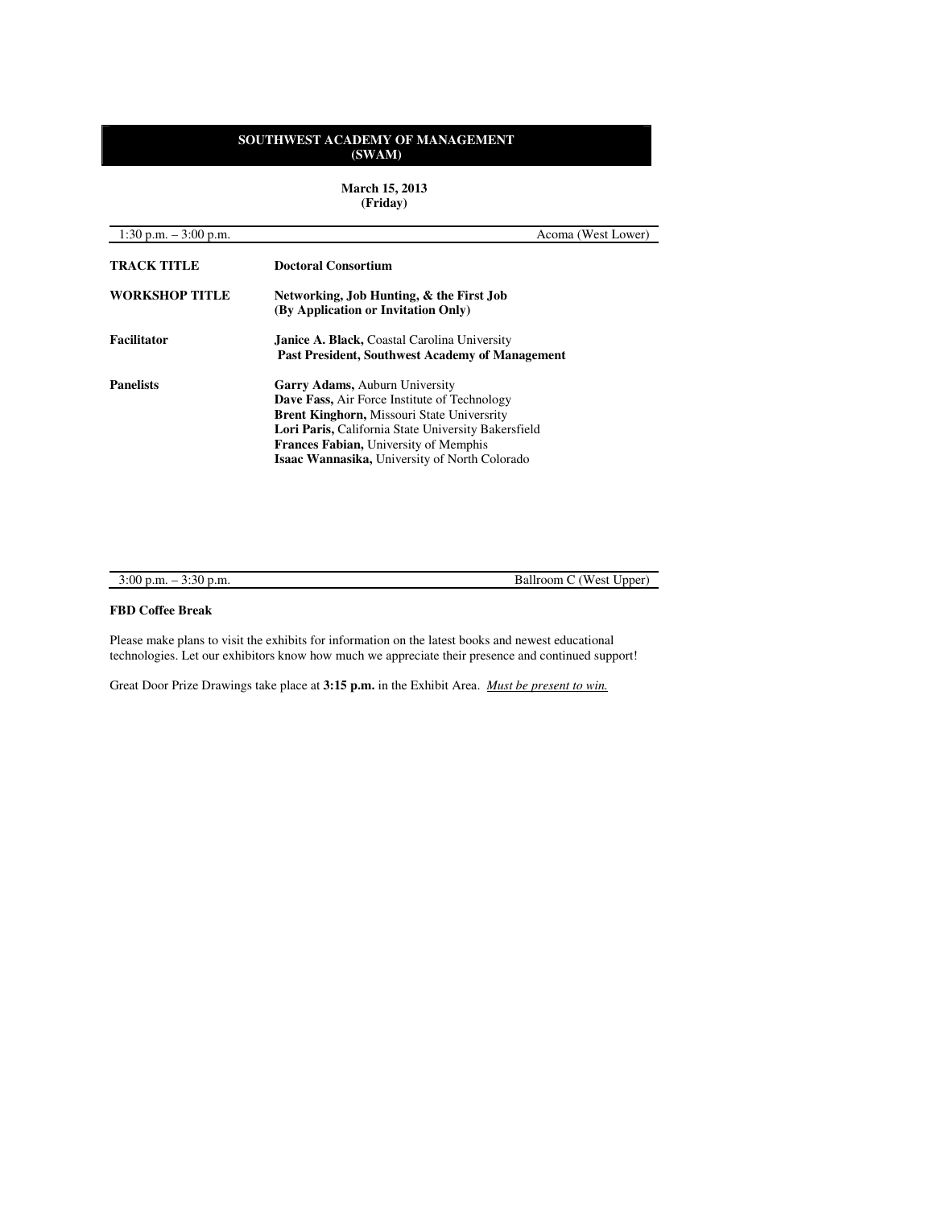# SOUTHWEST ACADEMY OF MANAGEMENT (SWAM)

**March 15, 2013**
**(Friday)**

1:30 p.m. – 3:00 p.m. — Acoma (West Lower)

**TRACK TITLE** — **Doctoral Consortium**

**WORKSHOP TITLE** — **Networking, Job Hunting, & the First Job (By Application or Invitation Only)**

**Facilitator** — **Janice A. Black,** Coastal Carolina University
**Past President, Southwest Academy of Management**

**Panelists**

**Garry Adams,** Auburn University
**Dave Fass,** Air Force Institute of Technology
**Brent Kinghorn,** Missouri State Universrity
**Lori Paris,** California State University Bakersfield
**Frances Fabian,** University of Memphis
**Isaac Wannasika,** University of North Colorado

3:00 p.m. – 3:30 p.m. — Ballroom C (West Upper)

**FBD Coffee Break**

Please make plans to visit the exhibits for information on the latest books and newest educational technologies. Let our exhibitors know how much we appreciate their presence and continued support!

Great Door Prize Drawings take place at **3:15 p.m.** in the Exhibit Area. *Must be present to win.*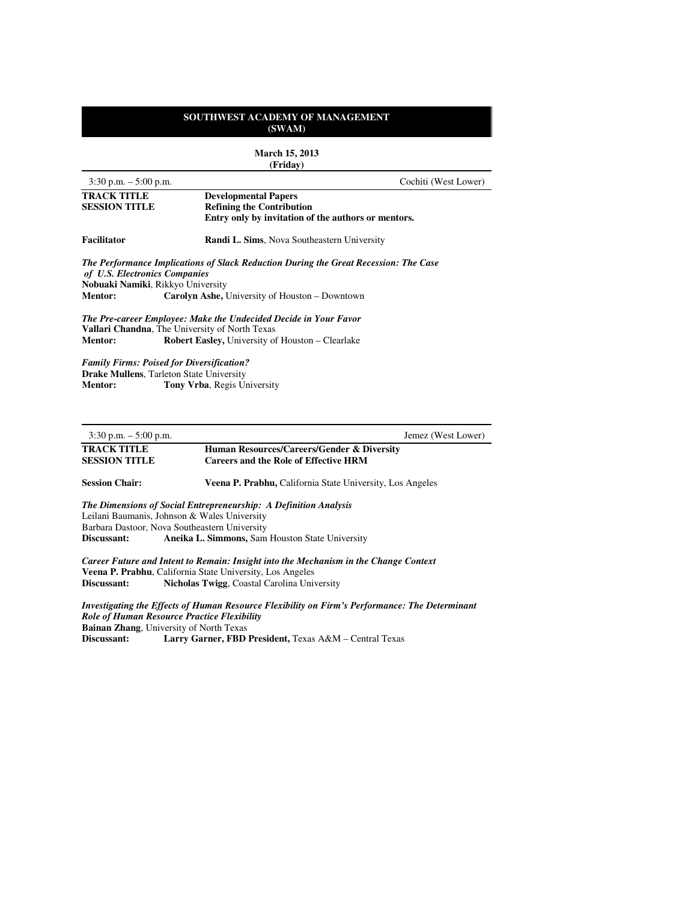## SOUTHWEST ACADEMY OF MANAGEMENT (SWAM)

**March 15, 2013**
**(Friday)**

3:30 p.m. – 5:00 p.m. — Cochiti (West Lower)

**TRACK TITLE** — **Developmental Papers**
**SESSION TITLE** — **Refining the Contribution**
**Entry only by invitation of the authors or mentors.**

**Facilitator** — **Randi L. Sims**, Nova Southeastern University

***The Performance Implications of Slack Reduction During the Great Recession: The Case of U.S. Electronics Companies***
**Nobuaki Namiki**, Rikkyo University
**Mentor:** **Carolyn Ashe,** University of Houston – Downtown

***The Pre-career Employee: Make the Undecided Decide in Your Favor***
**Vallari Chandna**, The University of North Texas
**Mentor:** **Robert Easley,** University of Houston – Clearlake

***Family Firms: Poised for Diversification?***
**Drake Mullens**, Tarleton State University
**Mentor:** **Tony Vrba**, Regis University

---

3:30 p.m. – 5:00 p.m. — Jemez (West Lower)

**TRACK TITLE** — **Human Resources/Careers/Gender & Diversity**
**SESSION TITLE** — **Careers and the Role of Effective HRM**

**Session Chair:** **Veena P. Prabhu,** California State University, Los Angeles

***The Dimensions of Social Entrepreneurship: A Definition Analysis***
Leilani Baumanis, Johnson & Wales University
Barbara Dastoor, Nova Southeastern University
**Discussant:** **Aneika L. Simmons,** Sam Houston State University

***Career Future and Intent to Remain: Insight into the Mechanism in the Change Context***
**Veena P. Prabhu**, California State University, Los Angeles
**Discussant:** **Nicholas Twigg**, Coastal Carolina University

***Investigating the Effects of Human Resource Flexibility on Firm's Performance: The Determinant Role of Human Resource Practice Flexibility***
**Bainan Zhang**, University of North Texas
**Discussant:** **Larry Garner, FBD President,** Texas A&M – Central Texas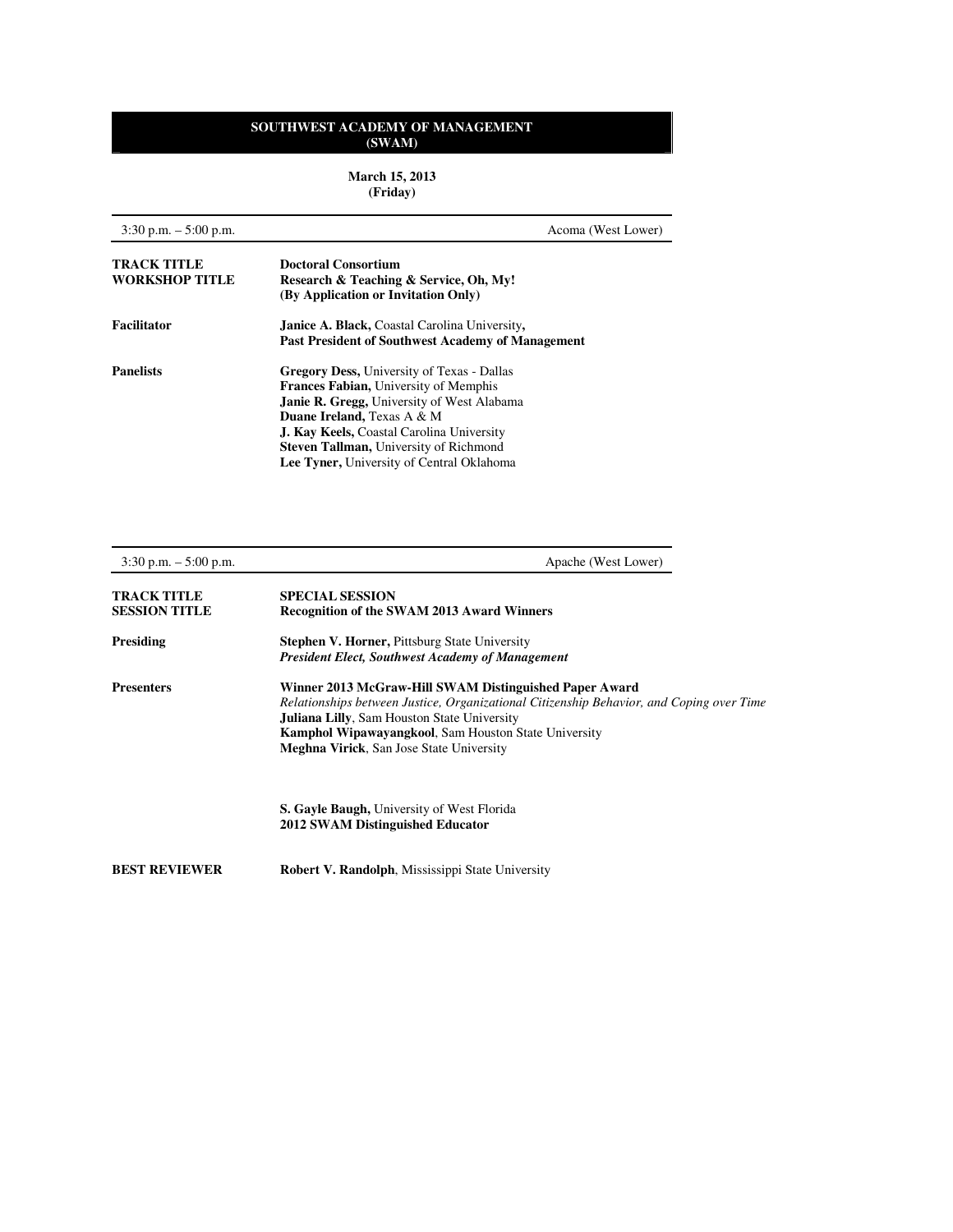**SOUTHWEST ACADEMY OF MANAGEMENT**
**(SWAM)**

**March 15, 2013**
**(Friday)**

---

3:30 p.m. – 5:00 p.m. — Acoma (West Lower)

---

**TRACK TITLE** — **Doctoral Consortium**

**WORKSHOP TITLE** — **Research & Teaching & Service, Oh, My!**
**(By Application or Invitation Only)**

**Facilitator** — **Janice A. Black,** Coastal Carolina University**,**
**Past President of Southwest Academy of Management**

**Panelists**

- **Gregory Dess,** University of Texas - Dallas
- **Frances Fabian,** University of Memphis
- **Janie R. Gregg,** University of West Alabama
- **Duane Ireland,** Texas A & M
- **J. Kay Keels,** Coastal Carolina University
- **Steven Tallman,** University of Richmond
- **Lee Tyner,** University of Central Oklahoma

---

3:30 p.m. – 5:00 p.m. — Apache (West Lower)

---

**TRACK TITLE** — **SPECIAL SESSION**

**SESSION TITLE** — **Recognition of the SWAM 2013 Award Winners**

**Presiding** — **Stephen V. Horner,** Pittsburg State University
***President Elect, Southwest Academy of Management***

**Presenters**

**Winner 2013 McGraw-Hill SWAM Distinguished Paper Award**
*Relationships between Justice, Organizational Citizenship Behavior, and Coping over Time*
**Juliana Lilly**, Sam Houston State University
**Kamphol Wipawayangkool**, Sam Houston State University
**Meghna Virick**, San Jose State University

**S. Gayle Baugh,** University of West Florida
**2012 SWAM Distinguished Educator**

**BEST REVIEWER** — **Robert V. Randolph**, Mississippi State University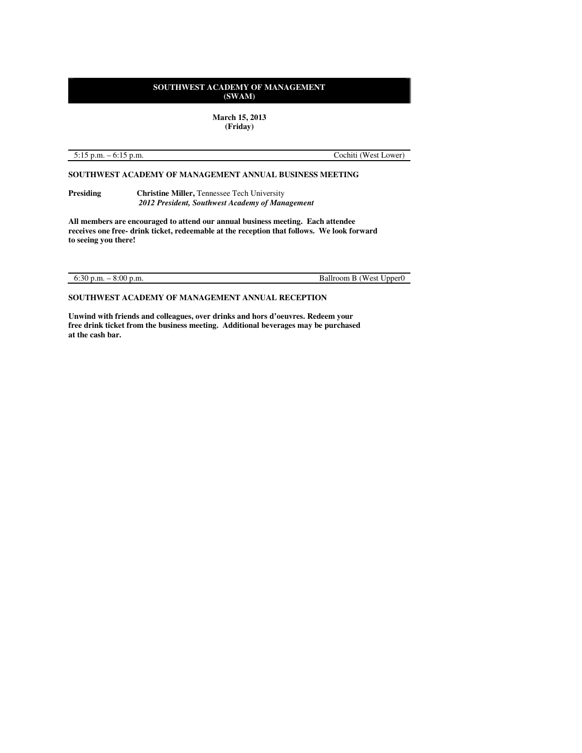# SOUTHWEST ACADEMY OF MANAGEMENT
# (SWAM)

**March 15, 2013**
**(Friday)**

5:15 p.m. – 6:15 p.m. Cochiti (West Lower)

## SOUTHWEST ACADEMY OF MANAGEMENT ANNUAL BUSINESS MEETING

**Presiding** **Christine Miller,** Tennessee Tech University
***2012 President, Southwest Academy of Management***

**All members are encouraged to attend our annual business meeting. Each attendee receives one free- drink ticket, redeemable at the reception that follows. We look forward to seeing you there!**

6:30 p.m. – 8:00 p.m. Ballroom B (West Upper0

## SOUTHWEST ACADEMY OF MANAGEMENT ANNUAL RECEPTION

**Unwind with friends and colleagues, over drinks and hors d'oeuvres. Redeem your free drink ticket from the business meeting. Additional beverages may be purchased at the cash bar.**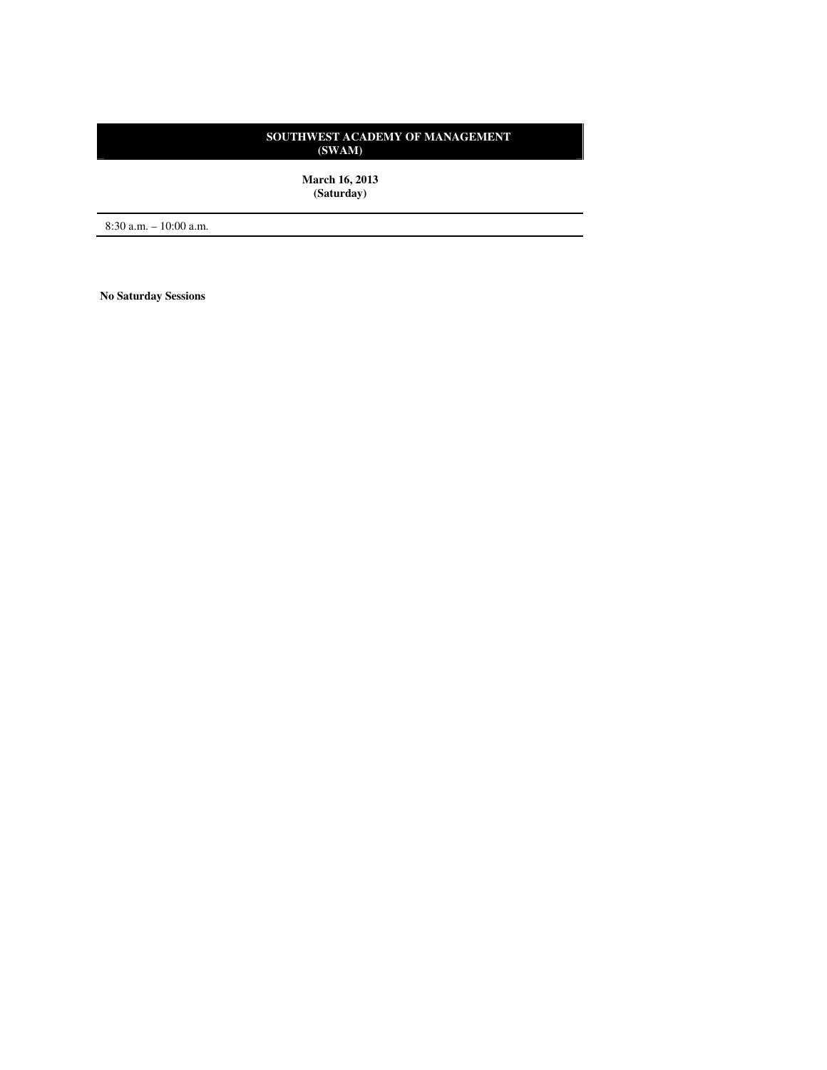## SOUTHWEST ACADEMY OF MANAGEMENT (SWAM)

**March 16, 2013**
**(Saturday)**

8:30 a.m. – 10:00 a.m.

**No Saturday Sessions**